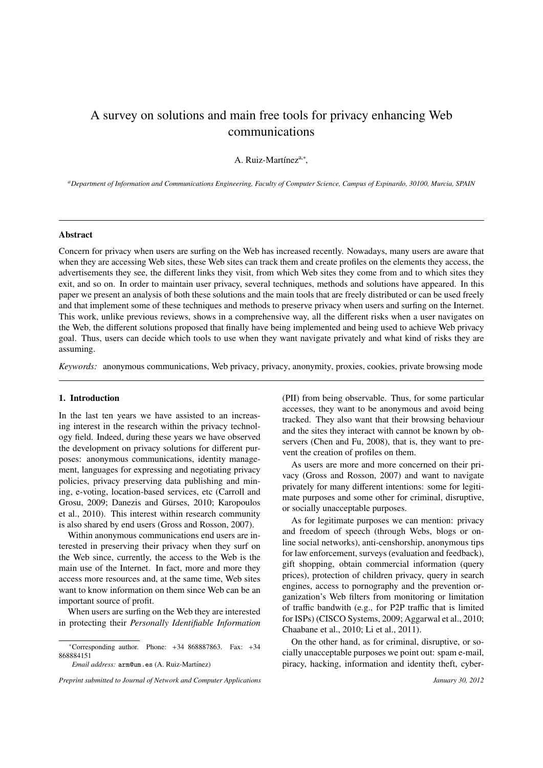# A survey on solutions and main free tools for privacy enhancing Web communications

A. Ruiz-Martínez[a,*],

[a] *Department of Information and Communications Engineering, Faculty of Computer Science, Campus of Espinardo, 30100, Murcia, SPAIN*

## Abstract

Concern for privacy when users are surfing on the Web has increased recently. Nowadays, many users are aware that when they are accessing Web sites, these Web sites can track them and create profiles on the elements they access, the advertisements they see, the different links they visit, from which Web sites they come from and to which sites they exit, and so on. In order to maintain user privacy, several techniques, methods and solutions have appeared. In this paper we present an analysis of both these solutions and the main tools that are freely distributed or can be used freely and that implement some of these techniques and methods to preserve privacy when users and surfing on the Internet. This work, unlike previous reviews, shows in a comprehensive way, all the different risks when a user navigates on the Web, the different solutions proposed that finally have being implemented and being used to achieve Web privacy goal. Thus, users can decide which tools to use when they want navigate privately and what kind of risks they are assuming.

*Keywords:* anonymous communications, Web privacy, privacy, anonymity, proxies, cookies, private browsing mode

## 1. Introduction

In the last ten years we have assisted to an increasing interest in the research within the privacy technology field. Indeed, during these years we have observed the development on privacy solutions for different purposes: anonymous communications, identity management, languages for expressing and negotiating privacy policies, privacy preserving data publishing and mining, e-voting, location-based services, etc (Carroll and Grosu, 2009; Danezis and Gürses, 2010; Karopoulos et al., 2010). This interest within research community is also shared by end users (Gross and Rosson, 2007).

Within anonymous communications end users are interested in preserving their privacy when they surf on the Web since, currently, the access to the Web is the main use of the Internet. In fact, more and more they access more resources and, at the same time, Web sites want to know information on them since Web can be an important source of profit.

When users are surfing on the Web they are interested in protecting their *Personally Identifiable Information* (PII) from being observable. Thus, for some particular accesses, they want to be anonymous and avoid being tracked. They also want that their browsing behaviour and the sites they interact with cannot be known by observers (Chen and Fu, 2008), that is, they want to prevent the creation of profiles on them.

As users are more and more concerned on their privacy (Gross and Rosson, 2007) and want to navigate privately for many different intentions: some for legitimate purposes and some other for criminal, disruptive, or socially unacceptable purposes.

As for legitimate purposes we can mention: privacy and freedom of speech (through Webs, blogs or online social networks), anti-censhorship, anonymous tips for law enforcement, surveys (evaluation and feedback), gift shopping, obtain commercial information (query prices), protection of children privacy, query in search engines, access to pornography and the prevention organization's Web filters from monitoring or limitation of traffic bandwith (e.g., for P2P traffic that is limited for ISPs) (CISCO Systems, 2009; Aggarwal et al., 2010; Chaabane et al., 2010; Li et al., 2011).

On the other hand, as for criminal, disruptive, or socially unacceptable purposes we point out: spam e-mail, piracy, hacking, information and identity theft, cyber-

---

[*] Corresponding author. Phone: +34 868887863. Fax: +34 868884151

*Email address:* arm@um.es (A. Ruiz-Martínez)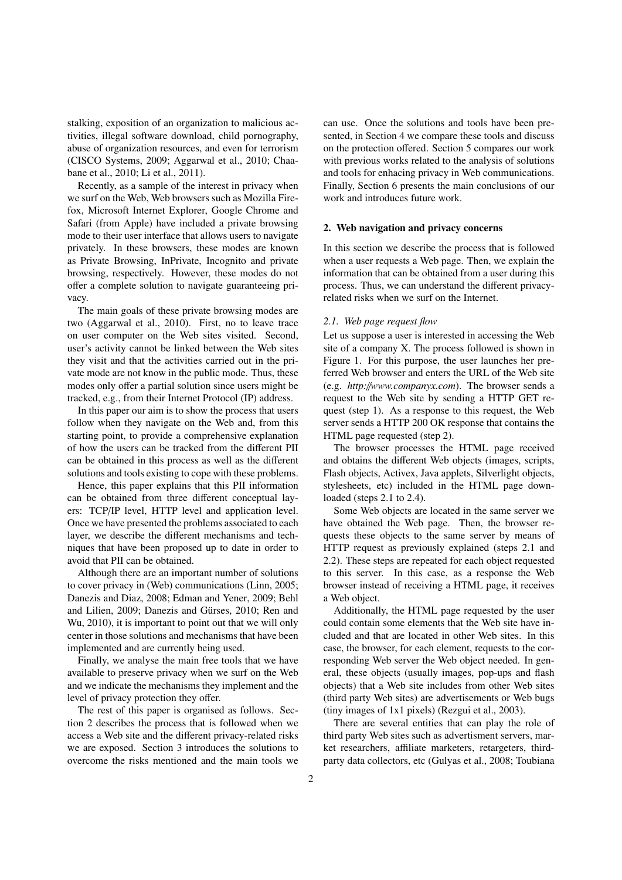stalking, exposition of an organization to malicious activities, illegal software download, child pornography, abuse of organization resources, and even for terrorism (CISCO Systems, 2009; Aggarwal et al., 2010; Chaabane et al., 2010; Li et al., 2011).

Recently, as a sample of the interest in privacy when we surf on the Web, Web browsers such as Mozilla Firefox, Microsoft Internet Explorer, Google Chrome and Safari (from Apple) have included a private browsing mode to their user interface that allows users to navigate privately. In these browsers, these modes are known as Private Browsing, InPrivate, Incognito and private browsing, respectively. However, these modes do not offer a complete solution to navigate guaranteeing privacy.

The main goals of these private browsing modes are two (Aggarwal et al., 2010). First, no to leave trace on user computer on the Web sites visited. Second, user's activity cannot be linked between the Web sites they visit and that the activities carried out in the private mode are not know in the public mode. Thus, these modes only offer a partial solution since users might be tracked, e.g., from their Internet Protocol (IP) address.

In this paper our aim is to show the process that users follow when they navigate on the Web and, from this starting point, to provide a comprehensive explanation of how the users can be tracked from the different PII can be obtained in this process as well as the different solutions and tools existing to cope with these problems.

Hence, this paper explains that this PII information can be obtained from three different conceptual layers: TCP/IP level, HTTP level and application level. Once we have presented the problems associated to each layer, we describe the different mechanisms and techniques that have been proposed up to date in order to avoid that PII can be obtained.

Although there are an important number of solutions to cover privacy in (Web) communications (Linn, 2005; Danezis and Diaz, 2008; Edman and Yener, 2009; Behl and Lilien, 2009; Danezis and Gürses, 2010; Ren and Wu, 2010), it is important to point out that we will only center in those solutions and mechanisms that have been implemented and are currently being used.

Finally, we analyse the main free tools that we have available to preserve privacy when we surf on the Web and we indicate the mechanisms they implement and the level of privacy protection they offer.

The rest of this paper is organised as follows. Section 2 describes the process that is followed when we access a Web site and the different privacy-related risks we are exposed. Section 3 introduces the solutions to overcome the risks mentioned and the main tools we can use. Once the solutions and tools have been presented, in Section 4 we compare these tools and discuss on the protection offered. Section 5 compares our work with previous works related to the analysis of solutions and tools for enhacing privacy in Web communications. Finally, Section 6 presents the main conclusions of our work and introduces future work.

## 2. Web navigation and privacy concerns

In this section we describe the process that is followed when a user requests a Web page. Then, we explain the information that can be obtained from a user during this process. Thus, we can understand the different privacy-related risks when we surf on the Internet.

### *2.1. Web page request flow*

Let us suppose a user is interested in accessing the Web site of a company X. The process followed is shown in Figure 1. For this purpose, the user launches her preferred Web browser and enters the URL of the Web site (e.g. *http://www.companyx.com*). The browser sends a request to the Web site by sending a HTTP GET request (step 1). As a response to this request, the Web server sends a HTTP 200 OK response that contains the HTML page requested (step 2).

The browser processes the HTML page received and obtains the different Web objects (images, scripts, Flash objects, Activex, Java applets, Silverlight objects, stylesheets, etc) included in the HTML page downloaded (steps 2.1 to 2.4).

Some Web objects are located in the same server we have obtained the Web page. Then, the browser requests these objects to the same server by means of HTTP request as previously explained (steps 2.1 and 2.2). These steps are repeated for each object requested to this server. In this case, as a response the Web browser instead of receiving a HTML page, it receives a Web object.

Additionally, the HTML page requested by the user could contain some elements that the Web site have included and that are located in other Web sites. In this case, the browser, for each element, requests to the corresponding Web server the Web object needed. In general, these objects (usually images, pop-ups and flash objects) that a Web site includes from other Web sites (third party Web sites) are advertisements or Web bugs (tiny images of 1x1 pixels) (Rezgui et al., 2003).

There are several entities that can play the role of third party Web sites such as advertisment servers, market researchers, affiliate marketers, retargeters, third-party data collectors, etc (Gulyas et al., 2008; Toubiana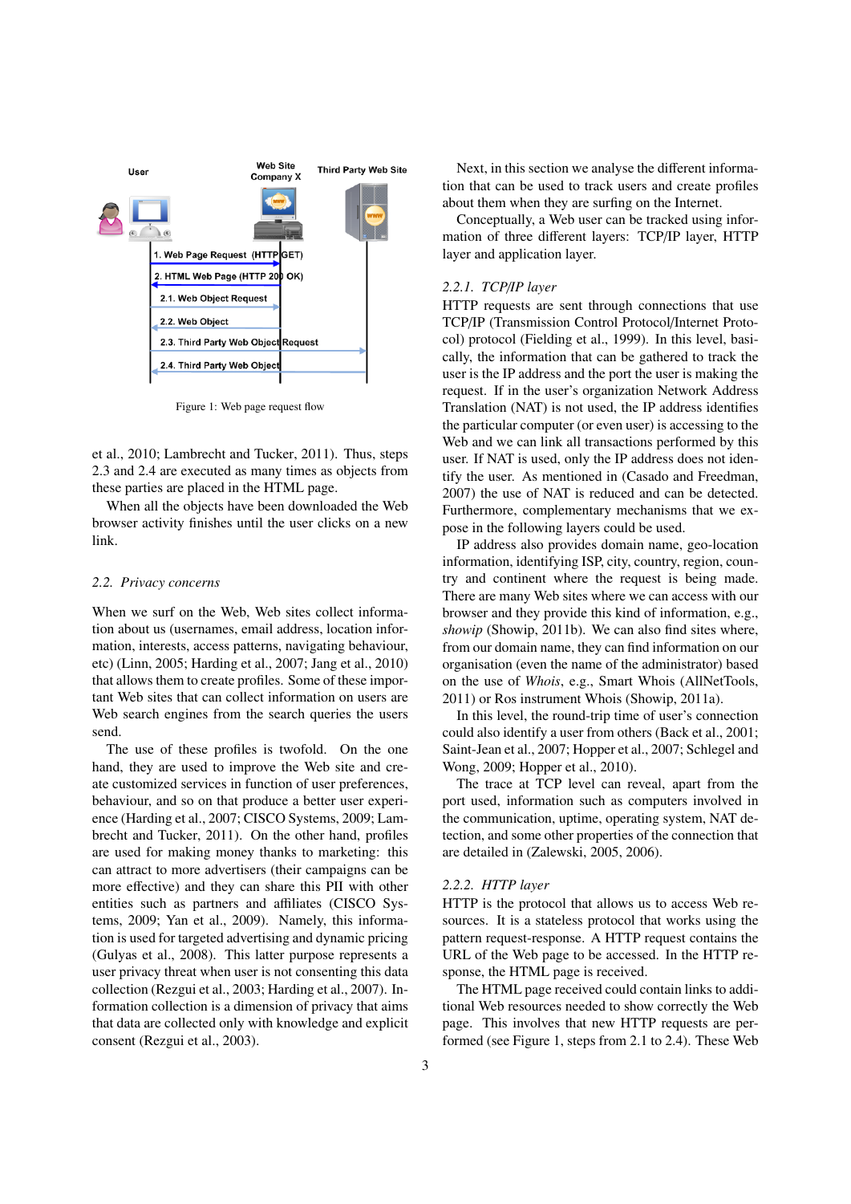Figure 1: Web page request flow

et al., 2010; Lambrecht and Tucker, 2011). Thus, steps 2.3 and 2.4 are executed as many times as objects from these parties are placed in the HTML page.

When all the objects have been downloaded the Web browser activity finishes until the user clicks on a new link.

### 2.2. Privacy concerns

When we surf on the Web, Web sites collect information about us (usernames, email address, location information, interests, access patterns, navigating behaviour, etc) (Linn, 2005; Harding et al., 2007; Jang et al., 2010) that allows them to create profiles. Some of these important Web sites that can collect information on users are Web search engines from the search queries the users send.

The use of these profiles is twofold. On the one hand, they are used to improve the Web site and create customized services in function of user preferences, behaviour, and so on that produce a better user experience (Harding et al., 2007; CISCO Systems, 2009; Lambrecht and Tucker, 2011). On the other hand, profiles are used for making money thanks to marketing: this can attract to more advertisers (their campaigns can be more effective) and they can share this PII with other entities such as partners and affiliates (CISCO Systems, 2009; Yan et al., 2009). Namely, this information is used for targeted advertising and dynamic pricing (Gulyas et al., 2008). This latter purpose represents a user privacy threat when user is not consenting this data collection (Rezgui et al., 2003; Harding et al., 2007). Information collection is a dimension of privacy that aims that data are collected only with knowledge and explicit consent (Rezgui et al., 2003).

Next, in this section we analyse the different information that can be used to track users and create profiles about them when they are surfing on the Internet.

Conceptually, a Web user can be tracked using information of three different layers: TCP/IP layer, HTTP layer and application layer.

#### 2.2.1. TCP/IP layer

HTTP requests are sent through connections that use TCP/IP (Transmission Control Protocol/Internet Protocol) protocol (Fielding et al., 1999). In this level, basically, the information that can be gathered to track the user is the IP address and the port the user is making the request. If in the user's organization Network Address Translation (NAT) is not used, the IP address identifies the particular computer (or even user) is accessing to the Web and we can link all transactions performed by this user. If NAT is used, only the IP address does not identify the user. As mentioned in (Casado and Freedman, 2007) the use of NAT is reduced and can be detected. Furthermore, complementary mechanisms that we expose in the following layers could be used.

IP address also provides domain name, geo-location information, identifying ISP, city, country, region, country and continent where the request is being made. There are many Web sites where we can access with our browser and they provide this kind of information, e.g., *showip* (Showip, 2011b). We can also find sites where, from our domain name, they can find information on our organisation (even the name of the administrator) based on the use of *Whois*, e.g., Smart Whois (AllNetTools, 2011) or Ros instrument Whois (Showip, 2011a).

In this level, the round-trip time of user's connection could also identify a user from others (Back et al., 2001; Saint-Jean et al., 2007; Hopper et al., 2007; Schlegel and Wong, 2009; Hopper et al., 2010).

The trace at TCP level can reveal, apart from the port used, information such as computers involved in the communication, uptime, operating system, NAT detection, and some other properties of the connection that are detailed in (Zalewski, 2005, 2006).

#### 2.2.2. HTTP layer

HTTP is the protocol that allows us to access Web resources. It is a stateless protocol that works using the pattern request-response. A HTTP request contains the URL of the Web page to be accessed. In the HTTP response, the HTML page is received.

The HTML page received could contain links to additional Web resources needed to show correctly the Web page. This involves that new HTTP requests are performed (see Figure 1, steps from 2.1 to 2.4). These Web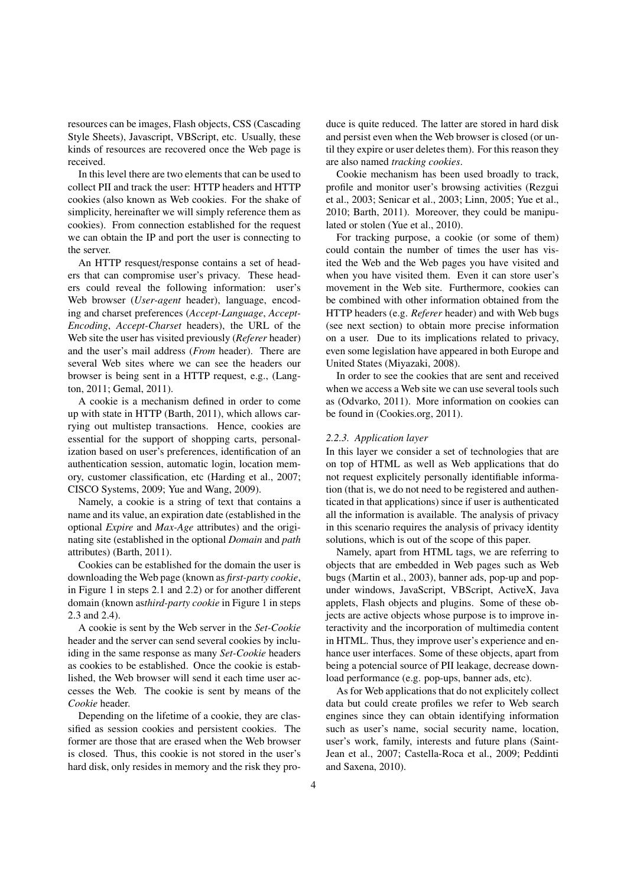resources can be images, Flash objects, CSS (Cascading Style Sheets), Javascript, VBScript, etc. Usually, these kinds of resources are recovered once the Web page is received.

In this level there are two elements that can be used to collect PII and track the user: HTTP headers and HTTP cookies (also known as Web cookies. For the shake of simplicity, hereinafter we will simply reference them as cookies). From connection established for the request we can obtain the IP and port the user is connecting to the server.

An HTTP resquest/response contains a set of headers that can compromise user's privacy. These headers could reveal the following information: user's Web browser (*User-agent* header), language, encoding and charset preferences (*Accept-Language*, *Accept-Encoding*, *Accept-Charset* headers), the URL of the Web site the user has visited previously (*Referer* header) and the user's mail address (*From* header). There are several Web sites where we can see the headers our browser is being sent in a HTTP request, e.g., (Langton, 2011; Gemal, 2011).

A cookie is a mechanism defined in order to come up with state in HTTP (Barth, 2011), which allows carrying out multistep transactions. Hence, cookies are essential for the support of shopping carts, personalization based on user's preferences, identification of an authentication session, automatic login, location memory, customer classification, etc (Harding et al., 2007; CISCO Systems, 2009; Yue and Wang, 2009).

Namely, a cookie is a string of text that contains a name and its value, an expiration date (established in the optional *Expire* and *Max-Age* attributes) and the originating site (established in the optional *Domain* and *path* attributes) (Barth, 2011).

Cookies can be established for the domain the user is downloading the Web page (known as *first-party cookie*, in Figure 1 in steps 2.1 and 2.2) or for another different domain (known as*third-party cookie* in Figure 1 in steps 2.3 and 2.4).

A cookie is sent by the Web server in the *Set-Cookie* header and the server can send several cookies by incluiding in the same response as many *Set-Cookie* headers as cookies to be established. Once the cookie is established, the Web browser will send it each time user accesses the Web. The cookie is sent by means of the *Cookie* header.

Depending on the lifetime of a cookie, they are classified as session cookies and persistent cookies. The former are those that are erased when the Web browser is closed. Thus, this cookie is not stored in the user's hard disk, only resides in memory and the risk they produce is quite reduced. The latter are stored in hard disk and persist even when the Web browser is closed (or until they expire or user deletes them). For this reason they are also named *tracking cookies*.

Cookie mechanism has been used broadly to track, profile and monitor user's browsing activities (Rezgui et al., 2003; Senicar et al., 2003; Linn, 2005; Yue et al., 2010; Barth, 2011). Moreover, they could be manipulated or stolen (Yue et al., 2010).

For tracking purpose, a cookie (or some of them) could contain the number of times the user has visited the Web and the Web pages you have visited and when you have visited them. Even it can store user's movement in the Web site. Furthermore, cookies can be combined with other information obtained from the HTTP headers (e.g. *Referer* header) and with Web bugs (see next section) to obtain more precise information on a user. Due to its implications related to privacy, even some legislation have appeared in both Europe and United States (Miyazaki, 2008).

In order to see the cookies that are sent and received when we access a Web site we can use several tools such as (Odvarko, 2011). More information on cookies can be found in (Cookies.org, 2011).

#### *2.2.3. Application layer*

In this layer we consider a set of technologies that are on top of HTML as well as Web applications that do not request explicitely personally identifiable information (that is, we do not need to be registered and authenticated in that applications) since if user is authenticated all the information is available. The analysis of privacy in this scenario requires the analysis of privacy identity solutions, which is out of the scope of this paper.

Namely, apart from HTML tags, we are referring to objects that are embedded in Web pages such as Web bugs (Martin et al., 2003), banner ads, pop-up and pop-under windows, JavaScript, VBScript, ActiveX, Java applets, Flash objects and plugins. Some of these objects are active objects whose purpose is to improve interactivity and the incorporation of multimedia content in HTML. Thus, they improve user's experience and enhance user interfaces. Some of these objects, apart from being a potencial source of PII leakage, decrease download performance (e.g. pop-ups, banner ads, etc).

As for Web applications that do not explicitely collect data but could create profiles we refer to Web search engines since they can obtain identifying information such as user's name, social security name, location, user's work, family, interests and future plans (Saint-Jean et al., 2007; Castella-Roca et al., 2009; Peddinti and Saxena, 2010).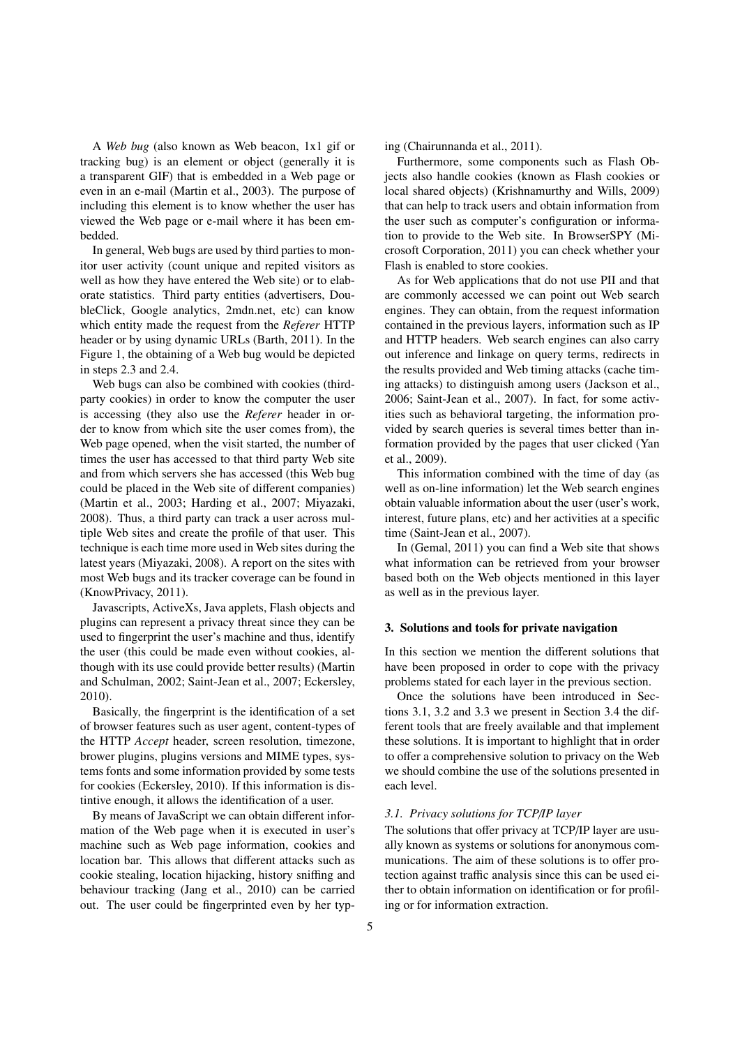A *Web bug* (also known as Web beacon, 1x1 gif or tracking bug) is an element or object (generally it is a transparent GIF) that is embedded in a Web page or even in an e-mail (Martin et al., 2003). The purpose of including this element is to know whether the user has viewed the Web page or e-mail where it has been embedded.

In general, Web bugs are used by third parties to monitor user activity (count unique and repited visitors as well as how they have entered the Web site) or to elaborate statistics. Third party entities (advertisers, DoubleClick, Google analytics, 2mdn.net, etc) can know which entity made the request from the *Referer* HTTP header or by using dynamic URLs (Barth, 2011). In the Figure 1, the obtaining of a Web bug would be depicted in steps 2.3 and 2.4.

Web bugs can also be combined with cookies (third-party cookies) in order to know the computer the user is accessing (they also use the *Referer* header in order to know from which site the user comes from), the Web page opened, when the visit started, the number of times the user has accessed to that third party Web site and from which servers she has accessed (this Web bug could be placed in the Web site of different companies) (Martin et al., 2003; Harding et al., 2007; Miyazaki, 2008). Thus, a third party can track a user across multiple Web sites and create the profile of that user. This technique is each time more used in Web sites during the latest years (Miyazaki, 2008). A report on the sites with most Web bugs and its tracker coverage can be found in (KnowPrivacy, 2011).

Javascripts, ActiveXs, Java applets, Flash objects and plugins can represent a privacy threat since they can be used to fingerprint the user's machine and thus, identify the user (this could be made even without cookies, although with its use could provide better results) (Martin and Schulman, 2002; Saint-Jean et al., 2007; Eckersley, 2010).

Basically, the fingerprint is the identification of a set of browser features such as user agent, content-types of the HTTP *Accept* header, screen resolution, timezone, brower plugins, plugins versions and MIME types, systems fonts and some information provided by some tests for cookies (Eckersley, 2010). If this information is distintive enough, it allows the identification of a user.

By means of JavaScript we can obtain different information of the Web page when it is executed in user's machine such as Web page information, cookies and location bar. This allows that different attacks such as cookie stealing, location hijacking, history sniffing and behaviour tracking (Jang et al., 2010) can be carried out. The user could be fingerprinted even by her typing (Chairunnanda et al., 2011).

Furthermore, some components such as Flash Objects also handle cookies (known as Flash cookies or local shared objects) (Krishnamurthy and Wills, 2009) that can help to track users and obtain information from the user such as computer's configuration or information to provide to the Web site. In BrowserSPY (Microsoft Corporation, 2011) you can check whether your Flash is enabled to store cookies.

As for Web applications that do not use PII and that are commonly accessed we can point out Web search engines. They can obtain, from the request information contained in the previous layers, information such as IP and HTTP headers. Web search engines can also carry out inference and linkage on query terms, redirects in the results provided and Web timing attacks (cache timing attacks) to distinguish among users (Jackson et al., 2006; Saint-Jean et al., 2007). In fact, for some activities such as behavioral targeting, the information provided by search queries is several times better than information provided by the pages that user clicked (Yan et al., 2009).

This information combined with the time of day (as well as on-line information) let the Web search engines obtain valuable information about the user (user's work, interest, future plans, etc) and her activities at a specific time (Saint-Jean et al., 2007).

In (Gemal, 2011) you can find a Web site that shows what information can be retrieved from your browser based both on the Web objects mentioned in this layer as well as in the previous layer.

## 3. Solutions and tools for private navigation

In this section we mention the different solutions that have been proposed in order to cope with the privacy problems stated for each layer in the previous section.

Once the solutions have been introduced in Sections 3.1, 3.2 and 3.3 we present in Section 3.4 the different tools that are freely available and that implement these solutions. It is important to highlight that in order to offer a comprehensive solution to privacy on the Web we should combine the use of the solutions presented in each level.

### *3.1. Privacy solutions for TCP/IP layer*

The solutions that offer privacy at TCP/IP layer are usually known as systems or solutions for anonymous communications. The aim of these solutions is to offer protection against traffic analysis since this can be used either to obtain information on identification or for profiling or for information extraction.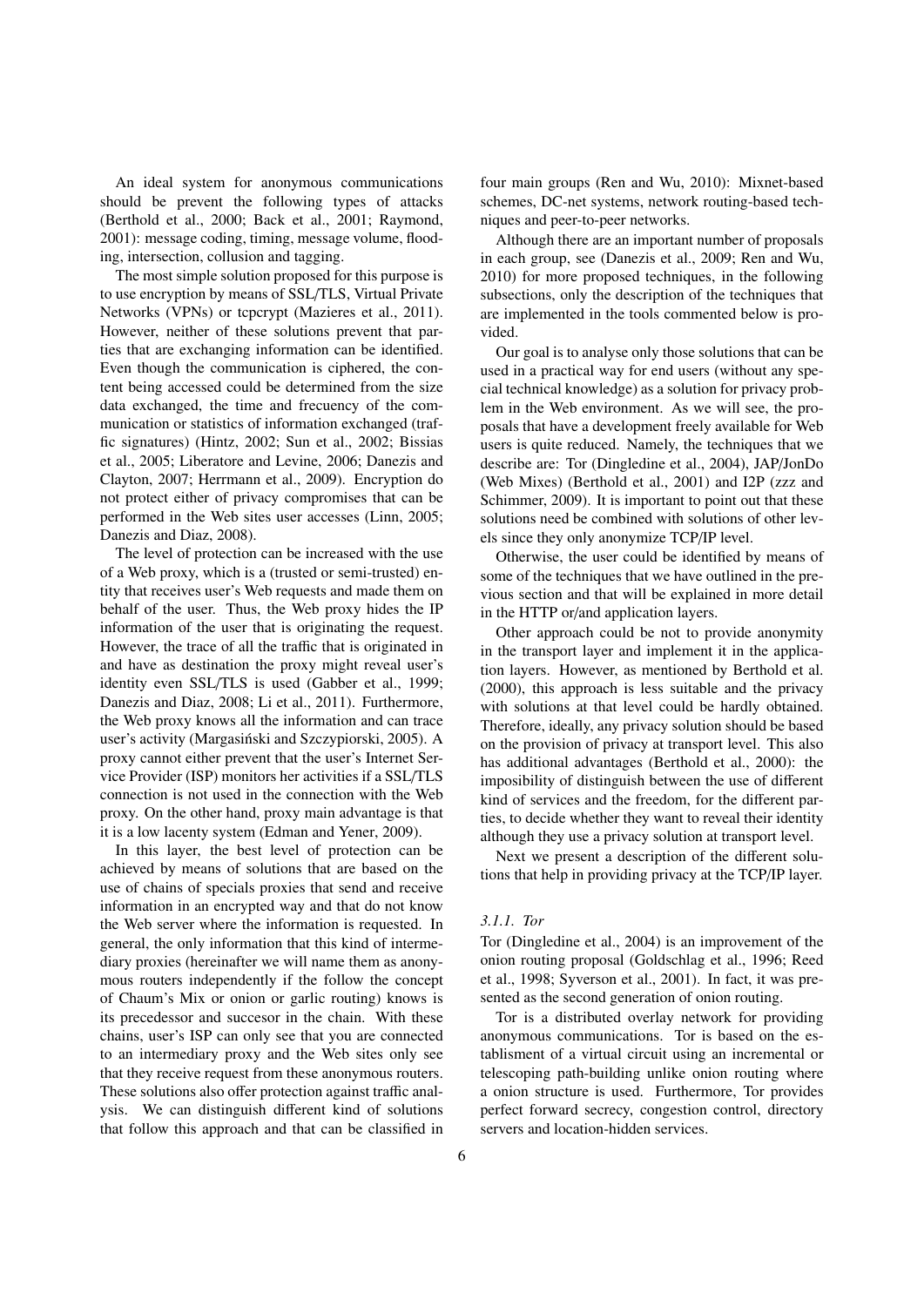An ideal system for anonymous communications should be prevent the following types of attacks (Berthold et al., 2000; Back et al., 2001; Raymond, 2001): message coding, timing, message volume, flooding, intersection, collusion and tagging.

The most simple solution proposed for this purpose is to use encryption by means of SSL/TLS, Virtual Private Networks (VPNs) or tcpcrypt (Mazieres et al., 2011). However, neither of these solutions prevent that parties that are exchanging information can be identified. Even though the communication is ciphered, the content being accessed could be determined from the size data exchanged, the time and frecuency of the communication or statistics of information exchanged (traffic signatures) (Hintz, 2002; Sun et al., 2002; Bissias et al., 2005; Liberatore and Levine, 2006; Danezis and Clayton, 2007; Herrmann et al., 2009). Encryption do not protect either of privacy compromises that can be performed in the Web sites user accesses (Linn, 2005; Danezis and Diaz, 2008).

The level of protection can be increased with the use of a Web proxy, which is a (trusted or semi-trusted) entity that receives user's Web requests and made them on behalf of the user. Thus, the Web proxy hides the IP information of the user that is originating the request. However, the trace of all the traffic that is originated in and have as destination the proxy might reveal user's identity even SSL/TLS is used (Gabber et al., 1999; Danezis and Diaz, 2008; Li et al., 2011). Furthermore, the Web proxy knows all the information and can trace user's activity (Margasiński and Szczypiorski, 2005). A proxy cannot either prevent that the user's Internet Service Provider (ISP) monitors her activities if a SSL/TLS connection is not used in the connection with the Web proxy. On the other hand, proxy main advantage is that it is a low lacenty system (Edman and Yener, 2009).

In this layer, the best level of protection can be achieved by means of solutions that are based on the use of chains of specials proxies that send and receive information in an encrypted way and that do not know the Web server where the information is requested. In general, the only information that this kind of intermediary proxies (hereinafter we will name them as anonymous routers independently if the follow the concept of Chaum's Mix or onion or garlic routing) knows is its precedessor and succesor in the chain. With these chains, user's ISP can only see that you are connected to an intermediary proxy and the Web sites only see that they receive request from these anonymous routers. These solutions also offer protection against traffic analysis. We can distinguish different kind of solutions that follow this approach and that can be classified in four main groups (Ren and Wu, 2010): Mixnet-based schemes, DC-net systems, network routing-based techniques and peer-to-peer networks.

Although there are an important number of proposals in each group, see (Danezis et al., 2009; Ren and Wu, 2010) for more proposed techniques, in the following subsections, only the description of the techniques that are implemented in the tools commented below is provided.

Our goal is to analyse only those solutions that can be used in a practical way for end users (without any special technical knowledge) as a solution for privacy problem in the Web environment. As we will see, the proposals that have a development freely available for Web users is quite reduced. Namely, the techniques that we describe are: Tor (Dingledine et al., 2004), JAP/JonDo (Web Mixes) (Berthold et al., 2001) and I2P (zzz and Schimmer, 2009). It is important to point out that these solutions need be combined with solutions of other levels since they only anonymize TCP/IP level.

Otherwise, the user could be identified by means of some of the techniques that we have outlined in the previous section and that will be explained in more detail in the HTTP or/and application layers.

Other approach could be not to provide anonymity in the transport layer and implement it in the application layers. However, as mentioned by Berthold et al. (2000), this approach is less suitable and the privacy with solutions at that level could be hardly obtained. Therefore, ideally, any privacy solution should be based on the provision of privacy at transport level. This also has additional advantages (Berthold et al., 2000): the imposibility of distinguish between the use of different kind of services and the freedom, for the different parties, to decide whether they want to reveal their identity although they use a privacy solution at transport level.

Next we present a description of the different solutions that help in providing privacy at the TCP/IP layer.

#### *3.1.1. Tor*

Tor (Dingledine et al., 2004) is an improvement of the onion routing proposal (Goldschlag et al., 1996; Reed et al., 1998; Syverson et al., 2001). In fact, it was presented as the second generation of onion routing.

Tor is a distributed overlay network for providing anonymous communications. Tor is based on the establisment of a virtual circuit using an incremental or telescoping path-building unlike onion routing where a onion structure is used. Furthermore, Tor provides perfect forward secrecy, congestion control, directory servers and location-hidden services.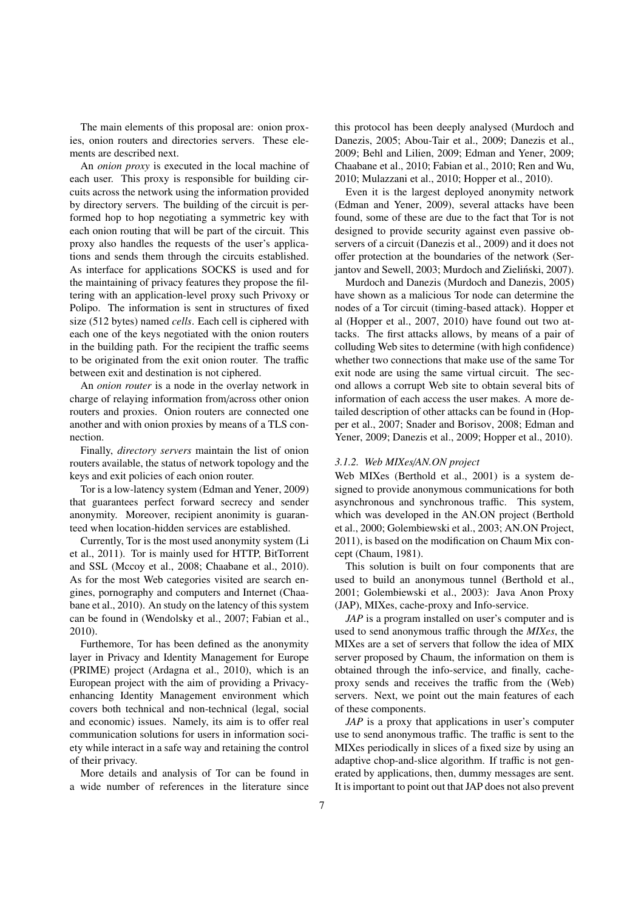The main elements of this proposal are: onion proxies, onion routers and directories servers. These elements are described next.

An *onion proxy* is executed in the local machine of each user. This proxy is responsible for building circuits across the network using the information provided by directory servers. The building of the circuit is performed hop to hop negotiating a symmetric key with each onion routing that will be part of the circuit. This proxy also handles the requests of the user's applications and sends them through the circuits established. As interface for applications SOCKS is used and for the maintaining of privacy features they propose the filtering with an application-level proxy such Privoxy or Polipo. The information is sent in structures of fixed size (512 bytes) named *cells*. Each cell is ciphered with each one of the keys negotiated with the onion routers in the building path. For the recipient the traffic seems to be originated from the exit onion router. The traffic between exit and destination is not ciphered.

An *onion router* is a node in the overlay network in charge of relaying information from/across other onion routers and proxies. Onion routers are connected one another and with onion proxies by means of a TLS connection.

Finally, *directory servers* maintain the list of onion routers available, the status of network topology and the keys and exit policies of each onion router.

Tor is a low-latency system (Edman and Yener, 2009) that guarantees perfect forward secrecy and sender anonymity. Moreover, recipient anonimity is guaranteed when location-hidden services are established.

Currently, Tor is the most used anonymity system (Li et al., 2011). Tor is mainly used for HTTP, BitTorrent and SSL (Mccoy et al., 2008; Chaabane et al., 2010). As for the most Web categories visited are search engines, pornography and computers and Internet (Chaabane et al., 2010). An study on the latency of this system can be found in (Wendolsky et al., 2007; Fabian et al., 2010).

Furthemore, Tor has been defined as the anonymity layer in Privacy and Identity Management for Europe (PRIME) project (Ardagna et al., 2010), which is an European project with the aim of providing a Privacy-enhancing Identity Management environment which covers both technical and non-technical (legal, social and economic) issues. Namely, its aim is to offer real communication solutions for users in information society while interact in a safe way and retaining the control of their privacy.

More details and analysis of Tor can be found in a wide number of references in the literature since this protocol has been deeply analysed (Murdoch and Danezis, 2005; Abou-Tair et al., 2009; Danezis et al., 2009; Behl and Lilien, 2009; Edman and Yener, 2009; Chaabane et al., 2010; Fabian et al., 2010; Ren and Wu, 2010; Mulazzani et al., 2010; Hopper et al., 2010).

Even it is the largest deployed anonymity network (Edman and Yener, 2009), several attacks have been found, some of these are due to the fact that Tor is not designed to provide security against even passive observers of a circuit (Danezis et al., 2009) and it does not offer protection at the boundaries of the network (Serjantov and Sewell, 2003; Murdoch and Zieliński, 2007).

Murdoch and Danezis (Murdoch and Danezis, 2005) have shown as a malicious Tor node can determine the nodes of a Tor circuit (timing-based attack). Hopper et al (Hopper et al., 2007, 2010) have found out two attacks. The first attacks allows, by means of a pair of colluding Web sites to determine (with high confidence) whether two connections that make use of the same Tor exit node are using the same virtual circuit. The second allows a corrupt Web site to obtain several bits of information of each access the user makes. A more detailed description of other attacks can be found in (Hopper et al., 2007; Snader and Borisov, 2008; Edman and Yener, 2009; Danezis et al., 2009; Hopper et al., 2010).

#### *3.1.2. Web MIXes/AN.ON project*

Web MIXes (Berthold et al., 2001) is a system designed to provide anonymous communications for both asynchronous and synchronous traffic. This system, which was developed in the AN.ON project (Berthold et al., 2000; Golembiewski et al., 2003; AN.ON Project, 2011), is based on the modification on Chaum Mix concept (Chaum, 1981).

This solution is built on four components that are used to build an anonymous tunnel (Berthold et al., 2001; Golembiewski et al., 2003): Java Anon Proxy (JAP), MIXes, cache-proxy and Info-service.

*JAP* is a program installed on user's computer and is used to send anonymous traffic through the *MIXes*, the MIXes are a set of servers that follow the idea of MIX server proposed by Chaum, the information on them is obtained through the info-service, and finally, cache-proxy sends and receives the traffic from the (Web) servers. Next, we point out the main features of each of these components.

*JAP* is a proxy that applications in user's computer use to send anonymous traffic. The traffic is sent to the MIXes periodically in slices of a fixed size by using an adaptive chop-and-slice algorithm. If traffic is not generated by applications, then, dummy messages are sent. It is important to point out that JAP does not also prevent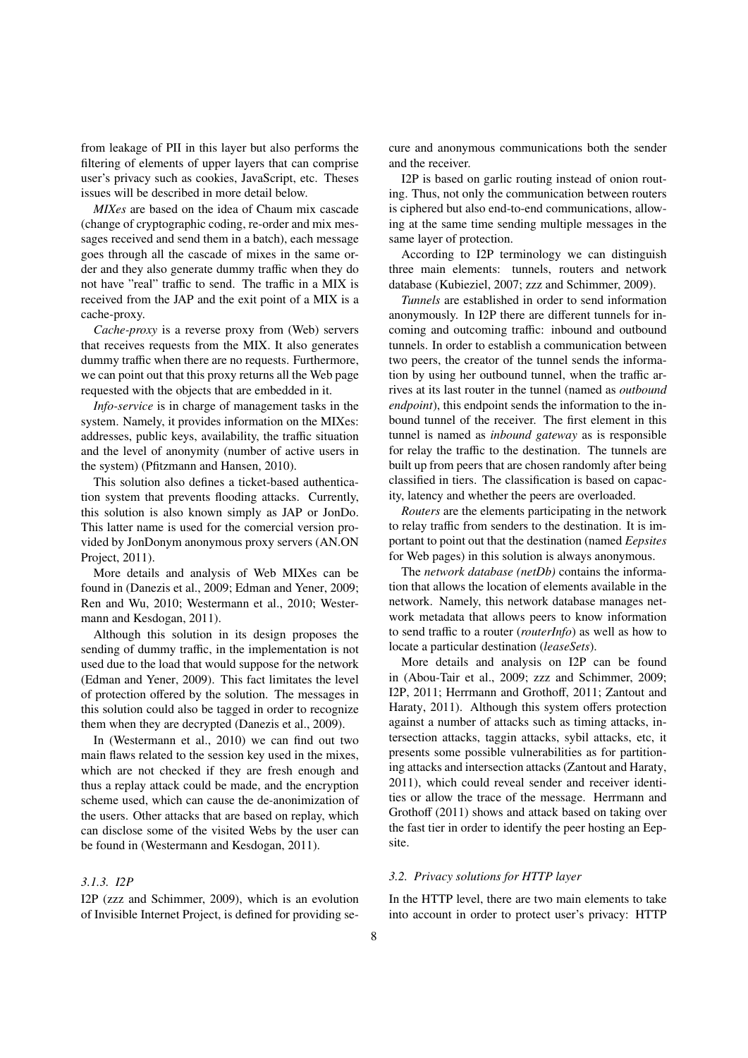from leakage of PII in this layer but also performs the filtering of elements of upper layers that can comprise user's privacy such as cookies, JavaScript, etc. Theses issues will be described in more detail below.

*MIXes* are based on the idea of Chaum mix cascade (change of cryptographic coding, re-order and mix messages received and send them in a batch), each message goes through all the cascade of mixes in the same order and they also generate dummy traffic when they do not have "real" traffic to send. The traffic in a MIX is received from the JAP and the exit point of a MIX is a cache-proxy.

*Cache-proxy* is a reverse proxy from (Web) servers that receives requests from the MIX. It also generates dummy traffic when there are no requests. Furthermore, we can point out that this proxy returns all the Web page requested with the objects that are embedded in it.

*Info-service* is in charge of management tasks in the system. Namely, it provides information on the MIXes: addresses, public keys, availability, the traffic situation and the level of anonymity (number of active users in the system) (Pfitzmann and Hansen, 2010).

This solution also defines a ticket-based authentication system that prevents flooding attacks. Currently, this solution is also known simply as JAP or JonDo. This latter name is used for the comercial version provided by JonDonym anonymous proxy servers (AN.ON Project, 2011).

More details and analysis of Web MIXes can be found in (Danezis et al., 2009; Edman and Yener, 2009; Ren and Wu, 2010; Westermann et al., 2010; Westermann and Kesdogan, 2011).

Although this solution in its design proposes the sending of dummy traffic, in the implementation is not used due to the load that would suppose for the network (Edman and Yener, 2009). This fact limitates the level of protection offered by the solution. The messages in this solution could also be tagged in order to recognize them when they are decrypted (Danezis et al., 2009).

In (Westermann et al., 2010) we can find out two main flaws related to the session key used in the mixes, which are not checked if they are fresh enough and thus a replay attack could be made, and the encryption scheme used, which can cause the de-anonimization of the users. Other attacks that are based on replay, which can disclose some of the visited Webs by the user can be found in (Westermann and Kesdogan, 2011).

#### *3.1.3. I2P*

I2P (zzz and Schimmer, 2009), which is an evolution of Invisible Internet Project, is defined for providing secure and anonymous communications both the sender and the receiver.

I2P is based on garlic routing instead of onion routing. Thus, not only the communication between routers is ciphered but also end-to-end communications, allowing at the same time sending multiple messages in the same layer of protection.

According to I2P terminology we can distinguish three main elements: tunnels, routers and network database (Kubieziel, 2007; zzz and Schimmer, 2009).

*Tunnels* are established in order to send information anonymously. In I2P there are different tunnels for incoming and outcoming traffic: inbound and outbound tunnels. In order to establish a communication between two peers, the creator of the tunnel sends the information by using her outbound tunnel, when the traffic arrives at its last router in the tunnel (named as *outbound endpoint*), this endpoint sends the information to the inbound tunnel of the receiver. The first element in this tunnel is named as *inbound gateway* as is responsible for relay the traffic to the destination. The tunnels are built up from peers that are chosen randomly after being classified in tiers. The classification is based on capacity, latency and whether the peers are overloaded.

*Routers* are the elements participating in the network to relay traffic from senders to the destination. It is important to point out that the destination (named *Eepsites* for Web pages) in this solution is always anonymous.

The *network database (netDb)* contains the information that allows the location of elements available in the network. Namely, this network database manages network metadata that allows peers to know information to send traffic to a router (*routerInfo*) as well as how to locate a particular destination (*leaseSets*).

More details and analysis on I2P can be found in (Abou-Tair et al., 2009; zzz and Schimmer, 2009; I2P, 2011; Herrmann and Grothoff, 2011; Zantout and Haraty, 2011). Although this system offers protection against a number of attacks such as timing attacks, intersection attacks, taggin attacks, sybil attacks, etc, it presents some possible vulnerabilities as for partitioning attacks and intersection attacks (Zantout and Haraty, 2011), which could reveal sender and receiver identities or allow the trace of the message. Herrmann and Grothoff (2011) shows and attack based on taking over the fast tier in order to identify the peer hosting an Eepsite.

### *3.2. Privacy solutions for HTTP layer*

In the HTTP level, there are two main elements to take into account in order to protect user's privacy: HTTP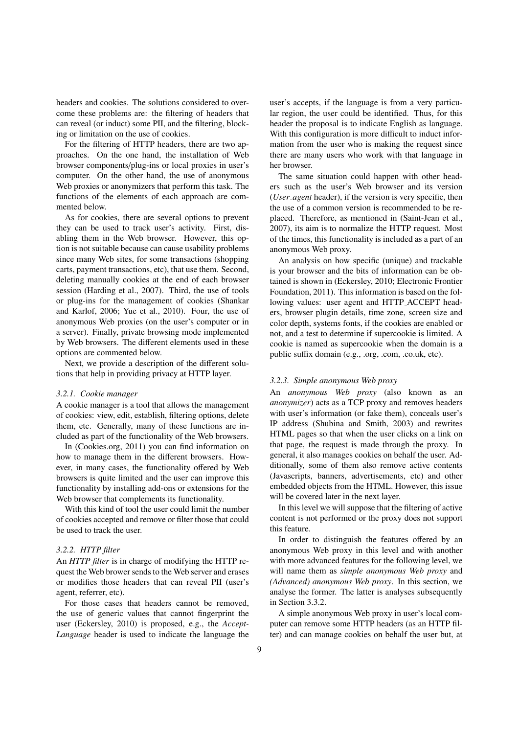headers and cookies. The solutions considered to overcome these problems are: the filtering of headers that can reveal (or induct) some PII, and the filtering, blocking or limitation on the use of cookies.

For the filtering of HTTP headers, there are two approaches. On the one hand, the installation of Web browser components/plug-ins or local proxies in user's computer. On the other hand, the use of anonymous Web proxies or anonymizers that perform this task. The functions of the elements of each approach are commented below.

As for cookies, there are several options to prevent they can be used to track user's activity. First, disabling them in the Web browser. However, this option is not suitable because can cause usability problems since many Web sites, for some transactions (shopping carts, payment transactions, etc), that use them. Second, deleting manually cookies at the end of each browser session (Harding et al., 2007). Third, the use of tools or plug-ins for the management of cookies (Shankar and Karlof, 2006; Yue et al., 2010). Four, the use of anonymous Web proxies (on the user's computer or in a server). Finally, private browsing mode implemented by Web browsers. The different elements used in these options are commented below.

Next, we provide a description of the different solutions that help in providing privacy at HTTP layer.

#### *3.2.1. Cookie manager*

A cookie manager is a tool that allows the management of cookies: view, edit, establish, filtering options, delete them, etc. Generally, many of these functions are included as part of the functionality of the Web browsers.

In (Cookies.org, 2011) you can find information on how to manage them in the different browsers. However, in many cases, the functionality offered by Web browsers is quite limited and the user can improve this functionality by installing add-ons or extensions for the Web browser that complements its functionality.

With this kind of tool the user could limit the number of cookies accepted and remove or filter those that could be used to track the user.

#### *3.2.2. HTTP filter*

An *HTTP filter* is in charge of modifying the HTTP request the Web brower sends to the Web server and erases or modifies those headers that can reveal PII (user's agent, referrer, etc).

For those cases that headers cannot be removed, the use of generic values that cannot fingerprint the user (Eckersley, 2010) is proposed, e.g., the *Accept-Language* header is used to indicate the language the user's accepts, if the language is from a very particular region, the user could be identified. Thus, for this header the proposal is to indicate English as language. With this configuration is more difficult to induct information from the user who is making the request since there are many users who work with that language in her browser.

The same situation could happen with other headers such as the user's Web browser and its version (*User_agent* header), if the version is very specific, then the use of a common version is recommended to be replaced. Therefore, as mentioned in (Saint-Jean et al., 2007), its aim is to normalize the HTTP request. Most of the times, this functionality is included as a part of an anonymous Web proxy.

An analysis on how specific (unique) and trackable is your browser and the bits of information can be obtained is shown in (Eckersley, 2010; Electronic Frontier Foundation, 2011). This information is based on the following values: user agent and HTTP_ACCEPT headers, browser plugin details, time zone, screen size and color depth, systems fonts, if the cookies are enabled or not, and a test to determine if supercookie is limited. A cookie is named as supercookie when the domain is a public suffix domain (e.g., .org, .com, .co.uk, etc).

#### *3.2.3. Simple anonymous Web proxy*

An *anonymous Web proxy* (also known as an *anonymizer*) acts as a TCP proxy and removes headers with user's information (or fake them), conceals user's IP address (Shubina and Smith, 2003) and rewrites HTML pages so that when the user clicks on a link on that page, the request is made through the proxy. In general, it also manages cookies on behalf the user. Additionally, some of them also remove active contents (Javascripts, banners, advertisements, etc) and other embedded objects from the HTML. However, this issue will be covered later in the next layer.

In this level we will suppose that the filtering of active content is not performed or the proxy does not support this feature.

In order to distinguish the features offered by an anonymous Web proxy in this level and with another with more advanced features for the following level, we will name them as *simple anonymous Web proxy* and *(Advanced) anonymous Web proxy*. In this section, we analyse the former. The latter is analyses subsequently in Section 3.3.2.

A simple anonymous Web proxy in user's local computer can remove some HTTP headers (as an HTTP filter) and can manage cookies on behalf the user but, at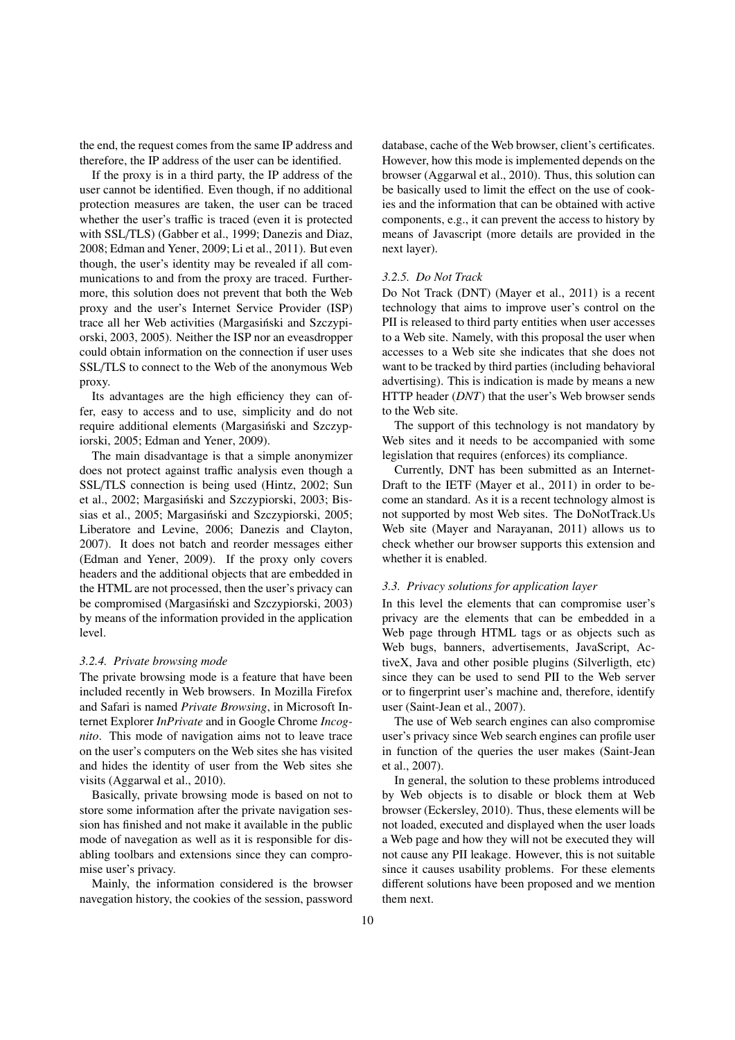the end, the request comes from the same IP address and therefore, the IP address of the user can be identified.

If the proxy is in a third party, the IP address of the user cannot be identified. Even though, if no additional protection measures are taken, the user can be traced whether the user's traffic is traced (even it is protected with SSL/TLS) (Gabber et al., 1999; Danezis and Diaz, 2008; Edman and Yener, 2009; Li et al., 2011). But even though, the user's identity may be revealed if all communications to and from the proxy are traced. Furthermore, this solution does not prevent that both the Web proxy and the user's Internet Service Provider (ISP) trace all her Web activities (Margasiński and Szczypiorski, 2003, 2005). Neither the ISP nor an eveasdropper could obtain information on the connection if user uses SSL/TLS to connect to the Web of the anonymous Web proxy.

Its advantages are the high efficiency they can offer, easy to access and to use, simplicity and do not require additional elements (Margasiński and Szczypiorski, 2005; Edman and Yener, 2009).

The main disadvantage is that a simple anonymizer does not protect against traffic analysis even though a SSL/TLS connection is being used (Hintz, 2002; Sun et al., 2002; Margasiński and Szczypiorski, 2003; Bissias et al., 2005; Margasiński and Szczypiorski, 2005; Liberatore and Levine, 2006; Danezis and Clayton, 2007). It does not batch and reorder messages either (Edman and Yener, 2009). If the proxy only covers headers and the additional objects that are embedded in the HTML are not processed, then the user's privacy can be compromised (Margasiński and Szczypiorski, 2003) by means of the information provided in the application level.

#### 3.2.4. Private browsing mode

The private browsing mode is a feature that have been included recently in Web browsers. In Mozilla Firefox and Safari is named *Private Browsing*, in Microsoft Internet Explorer *InPrivate* and in Google Chrome *Incognito*. This mode of navigation aims not to leave trace on the user's computers on the Web sites she has visited and hides the identity of user from the Web sites she visits (Aggarwal et al., 2010).

Basically, private browsing mode is based on not to store some information after the private navigation session has finished and not make it available in the public mode of navegation as well as it is responsible for disabling toolbars and extensions since they can compromise user's privacy.

Mainly, the information considered is the browser navegation history, the cookies of the session, password database, cache of the Web browser, client's certificates. However, how this mode is implemented depends on the browser (Aggarwal et al., 2010). Thus, this solution can be basically used to limit the effect on the use of cookies and the information that can be obtained with active components, e.g., it can prevent the access to history by means of Javascript (more details are provided in the next layer).

#### 3.2.5. Do Not Track

Do Not Track (DNT) (Mayer et al., 2011) is a recent technology that aims to improve user's control on the PII is released to third party entities when user accesses to a Web site. Namely, with this proposal the user when accesses to a Web site she indicates that she does not want to be tracked by third parties (including behavioral advertising). This is indication is made by means a new HTTP header (*DNT*) that the user's Web browser sends to the Web site.

The support of this technology is not mandatory by Web sites and it needs to be accompanied with some legislation that requires (enforces) its compliance.

Currently, DNT has been submitted as an Internet-Draft to the IETF (Mayer et al., 2011) in order to become an standard. As it is a recent technology almost is not supported by most Web sites. The DoNotTrack.Us Web site (Mayer and Narayanan, 2011) allows us to check whether our browser supports this extension and whether it is enabled.

### 3.3. Privacy solutions for application layer

In this level the elements that can compromise user's privacy are the elements that can be embedded in a Web page through HTML tags or as objects such as Web bugs, banners, advertisements, JavaScript, ActiveX, Java and other posible plugins (Silverligth, etc) since they can be used to send PII to the Web server or to fingerprint user's machine and, therefore, identify user (Saint-Jean et al., 2007).

The use of Web search engines can also compromise user's privacy since Web search engines can profile user in function of the queries the user makes (Saint-Jean et al., 2007).

In general, the solution to these problems introduced by Web objects is to disable or block them at Web browser (Eckersley, 2010). Thus, these elements will be not loaded, executed and displayed when the user loads a Web page and how they will not be executed they will not cause any PII leakage. However, this is not suitable since it causes usability problems. For these elements different solutions have been proposed and we mention them next.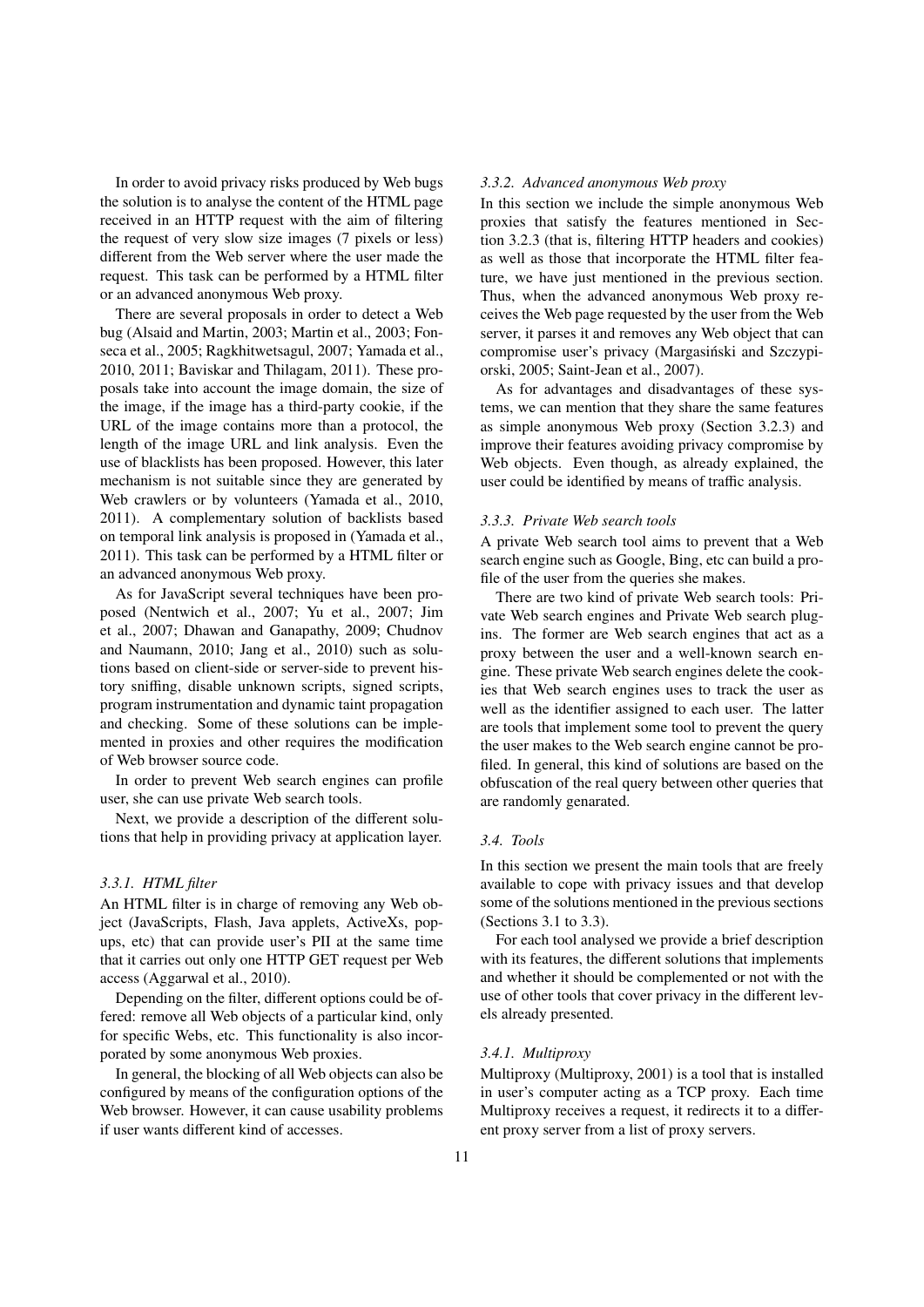In order to avoid privacy risks produced by Web bugs the solution is to analyse the content of the HTML page received in an HTTP request with the aim of filtering the request of very slow size images (7 pixels or less) different from the Web server where the user made the request. This task can be performed by a HTML filter or an advanced anonymous Web proxy.

There are several proposals in order to detect a Web bug (Alsaid and Martin, 2003; Martin et al., 2003; Fonseca et al., 2005; Ragkhitwetsagul, 2007; Yamada et al., 2010, 2011; Baviskar and Thilagam, 2011). These proposals take into account the image domain, the size of the image, if the image has a third-party cookie, if the URL of the image contains more than a protocol, the length of the image URL and link analysis. Even the use of blacklists has been proposed. However, this later mechanism is not suitable since they are generated by Web crawlers or by volunteers (Yamada et al., 2010, 2011). A complementary solution of backlists based on temporal link analysis is proposed in (Yamada et al., 2011). This task can be performed by a HTML filter or an advanced anonymous Web proxy.

As for JavaScript several techniques have been proposed (Nentwich et al., 2007; Yu et al., 2007; Jim et al., 2007; Dhawan and Ganapathy, 2009; Chudnov and Naumann, 2010; Jang et al., 2010) such as solutions based on client-side or server-side to prevent history sniffing, disable unknown scripts, signed scripts, program instrumentation and dynamic taint propagation and checking. Some of these solutions can be implemented in proxies and other requires the modification of Web browser source code.

In order to prevent Web search engines can profile user, she can use private Web search tools.

Next, we provide a description of the different solutions that help in providing privacy at application layer.

#### *3.3.1. HTML filter*

An HTML filter is in charge of removing any Web object (JavaScripts, Flash, Java applets, ActiveXs, popups, etc) that can provide user's PII at the same time that it carries out only one HTTP GET request per Web access (Aggarwal et al., 2010).

Depending on the filter, different options could be offered: remove all Web objects of a particular kind, only for specific Webs, etc. This functionality is also incorporated by some anonymous Web proxies.

In general, the blocking of all Web objects can also be configured by means of the configuration options of the Web browser. However, it can cause usability problems if user wants different kind of accesses.

#### *3.3.2. Advanced anonymous Web proxy*

In this section we include the simple anonymous Web proxies that satisfy the features mentioned in Section 3.2.3 (that is, filtering HTTP headers and cookies) as well as those that incorporate the HTML filter feature, we have just mentioned in the previous section. Thus, when the advanced anonymous Web proxy receives the Web page requested by the user from the Web server, it parses it and removes any Web object that can compromise user's privacy (Margasiński and Szczypiorski, 2005; Saint-Jean et al., 2007).

As for advantages and disadvantages of these systems, we can mention that they share the same features as simple anonymous Web proxy (Section 3.2.3) and improve their features avoiding privacy compromise by Web objects. Even though, as already explained, the user could be identified by means of traffic analysis.

#### *3.3.3. Private Web search tools*

A private Web search tool aims to prevent that a Web search engine such as Google, Bing, etc can build a profile of the user from the queries she makes.

There are two kind of private Web search tools: Private Web search engines and Private Web search plugins. The former are Web search engines that act as a proxy between the user and a well-known search engine. These private Web search engines delete the cookies that Web search engines uses to track the user as well as the identifier assigned to each user. The latter are tools that implement some tool to prevent the query the user makes to the Web search engine cannot be profiled. In general, this kind of solutions are based on the obfuscation of the real query between other queries that are randomly genarated.

### *3.4. Tools*

In this section we present the main tools that are freely available to cope with privacy issues and that develop some of the solutions mentioned in the previous sections (Sections 3.1 to 3.3).

For each tool analysed we provide a brief description with its features, the different solutions that implements and whether it should be complemented or not with the use of other tools that cover privacy in the different levels already presented.

#### *3.4.1. Multiproxy*

Multiproxy (Multiproxy, 2001) is a tool that is installed in user's computer acting as a TCP proxy. Each time Multiproxy receives a request, it redirects it to a different proxy server from a list of proxy servers.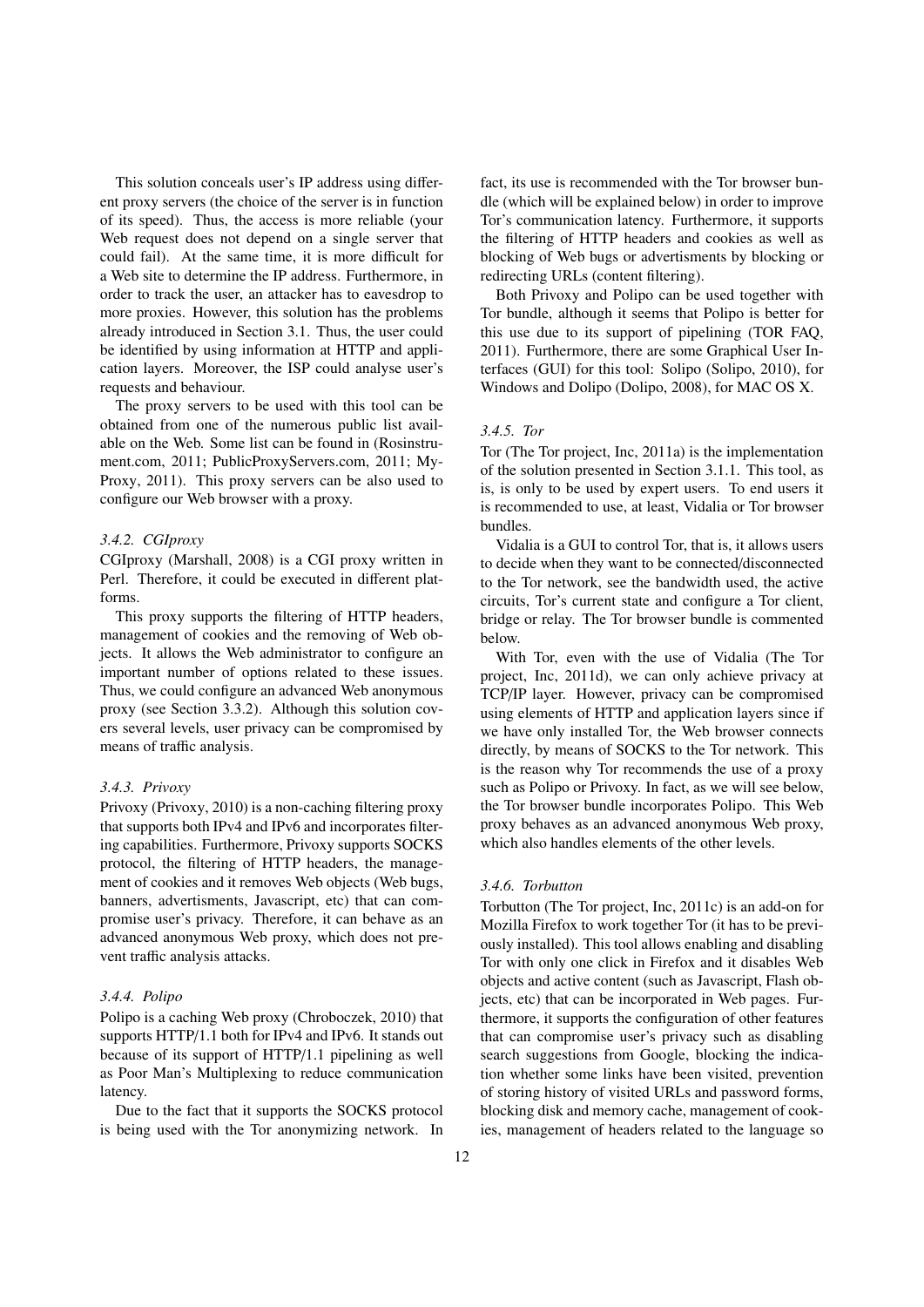This solution conceals user's IP address using different proxy servers (the choice of the server is in function of its speed). Thus, the access is more reliable (your Web request does not depend on a single server that could fail). At the same time, it is more difficult for a Web site to determine the IP address. Furthermore, in order to track the user, an attacker has to eavesdrop to more proxies. However, this solution has the problems already introduced in Section 3.1. Thus, the user could be identified by using information at HTTP and application layers. Moreover, the ISP could analyse user's requests and behaviour.

The proxy servers to be used with this tool can be obtained from one of the numerous public list available on the Web. Some list can be found in (Rosinstrument.com, 2011; PublicProxyServers.com, 2011; My-Proxy, 2011). This proxy servers can be also used to configure our Web browser with a proxy.

### *3.4.2. CGIproxy*

CGIproxy (Marshall, 2008) is a CGI proxy written in Perl. Therefore, it could be executed in different platforms.

This proxy supports the filtering of HTTP headers, management of cookies and the removing of Web objects. It allows the Web administrator to configure an important number of options related to these issues. Thus, we could configure an advanced Web anonymous proxy (see Section 3.3.2). Although this solution covers several levels, user privacy can be compromised by means of traffic analysis.

### *3.4.3. Privoxy*

Privoxy (Privoxy, 2010) is a non-caching filtering proxy that supports both IPv4 and IPv6 and incorporates filtering capabilities. Furthermore, Privoxy supports SOCKS protocol, the filtering of HTTP headers, the management of cookies and it removes Web objects (Web bugs, banners, advertisments, Javascript, etc) that can compromise user's privacy. Therefore, it can behave as an advanced anonymous Web proxy, which does not prevent traffic analysis attacks.

### *3.4.4. Polipo*

Polipo is a caching Web proxy (Chroboczek, 2010) that supports HTTP/1.1 both for IPv4 and IPv6. It stands out because of its support of HTTP/1.1 pipelining as well as Poor Man's Multiplexing to reduce communication latency.

Due to the fact that it supports the SOCKS protocol is being used with the Tor anonymizing network. In fact, its use is recommended with the Tor browser bundle (which will be explained below) in order to improve Tor's communication latency. Furthermore, it supports the filtering of HTTP headers and cookies as well as blocking of Web bugs or advertisments by blocking or redirecting URLs (content filtering).

Both Privoxy and Polipo can be used together with Tor bundle, although it seems that Polipo is better for this use due to its support of pipelining (TOR FAQ, 2011). Furthermore, there are some Graphical User Interfaces (GUI) for this tool: Solipo (Solipo, 2010), for Windows and Dolipo (Dolipo, 2008), for MAC OS X.

### *3.4.5. Tor*

Tor (The Tor project, Inc, 2011a) is the implementation of the solution presented in Section 3.1.1. This tool, as is, is only to be used by expert users. To end users it is recommended to use, at least, Vidalia or Tor browser bundles.

Vidalia is a GUI to control Tor, that is, it allows users to decide when they want to be connected/disconnected to the Tor network, see the bandwidth used, the active circuits, Tor's current state and configure a Tor client, bridge or relay. The Tor browser bundle is commented below.

With Tor, even with the use of Vidalia (The Tor project, Inc, 2011d), we can only achieve privacy at TCP/IP layer. However, privacy can be compromised using elements of HTTP and application layers since if we have only installed Tor, the Web browser connects directly, by means of SOCKS to the Tor network. This is the reason why Tor recommends the use of a proxy such as Polipo or Privoxy. In fact, as we will see below, the Tor browser bundle incorporates Polipo. This Web proxy behaves as an advanced anonymous Web proxy, which also handles elements of the other levels.

### *3.4.6. Torbutton*

Torbutton (The Tor project, Inc, 2011c) is an add-on for Mozilla Firefox to work together Tor (it has to be previously installed). This tool allows enabling and disabling Tor with only one click in Firefox and it disables Web objects and active content (such as Javascript, Flash objects, etc) that can be incorporated in Web pages. Furthermore, it supports the configuration of other features that can compromise user's privacy such as disabling search suggestions from Google, blocking the indication whether some links have been visited, prevention of storing history of visited URLs and password forms, blocking disk and memory cache, management of cookies, management of headers related to the language so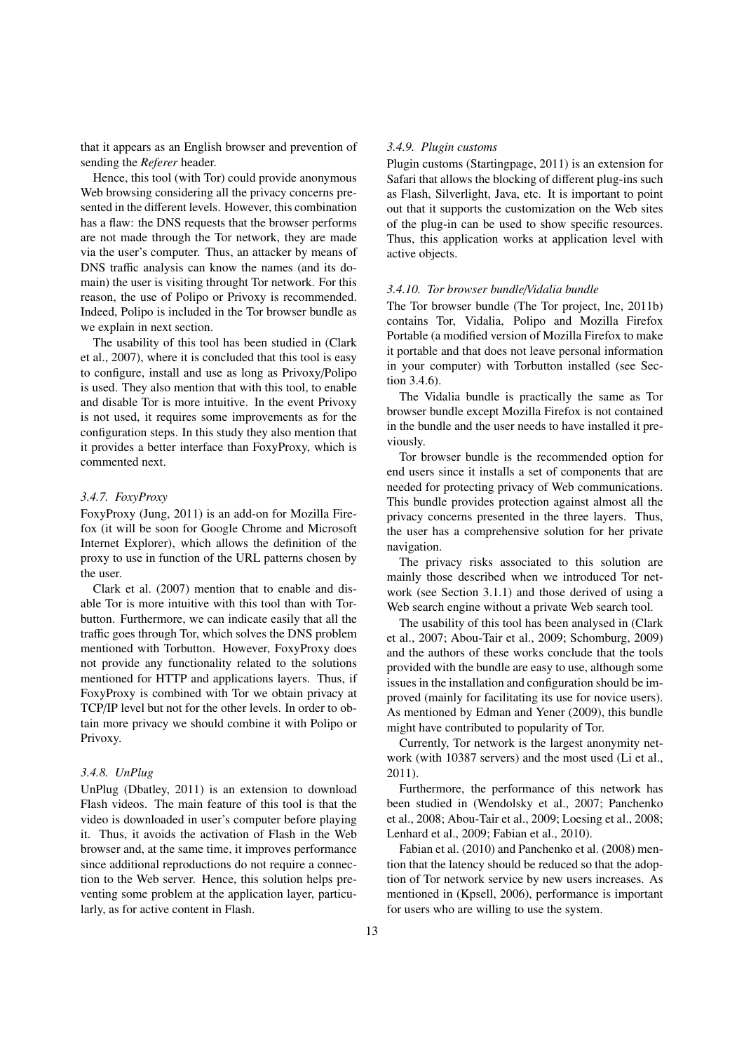that it appears as an English browser and prevention of sending the *Referer* header.

Hence, this tool (with Tor) could provide anonymous Web browsing considering all the privacy concerns presented in the different levels. However, this combination has a flaw: the DNS requests that the browser performs are not made through the Tor network, they are made via the user's computer. Thus, an attacker by means of DNS traffic analysis can know the names (and its domain) the user is visiting throught Tor network. For this reason, the use of Polipo or Privoxy is recommended. Indeed, Polipo is included in the Tor browser bundle as we explain in next section.

The usability of this tool has been studied in (Clark et al., 2007), where it is concluded that this tool is easy to configure, install and use as long as Privoxy/Polipo is used. They also mention that with this tool, to enable and disable Tor is more intuitive. In the event Privoxy is not used, it requires some improvements as for the configuration steps. In this study they also mention that it provides a better interface than FoxyProxy, which is commented next.

### *3.4.7. FoxyProxy*

FoxyProxy (Jung, 2011) is an add-on for Mozilla Firefox (it will be soon for Google Chrome and Microsoft Internet Explorer), which allows the definition of the proxy to use in function of the URL patterns chosen by the user.

Clark et al. (2007) mention that to enable and disable Tor is more intuitive with this tool than with Torbutton. Furthermore, we can indicate easily that all the traffic goes through Tor, which solves the DNS problem mentioned with Torbutton. However, FoxyProxy does not provide any functionality related to the solutions mentioned for HTTP and applications layers. Thus, if FoxyProxy is combined with Tor we obtain privacy at TCP/IP level but not for the other levels. In order to obtain more privacy we should combine it with Polipo or Privoxy.

### *3.4.8. UnPlug*

UnPlug (Dbatley, 2011) is an extension to download Flash videos. The main feature of this tool is that the video is downloaded in user's computer before playing it. Thus, it avoids the activation of Flash in the Web browser and, at the same time, it improves performance since additional reproductions do not require a connection to the Web server. Hence, this solution helps preventing some problem at the application layer, particularly, as for active content in Flash.

### *3.4.9. Plugin customs*

Plugin customs (Startingpage, 2011) is an extension for Safari that allows the blocking of different plug-ins such as Flash, Silverlight, Java, etc. It is important to point out that it supports the customization on the Web sites of the plug-in can be used to show specific resources. Thus, this application works at application level with active objects.

### *3.4.10. Tor browser bundle/Vidalia bundle*

The Tor browser bundle (The Tor project, Inc, 2011b) contains Tor, Vidalia, Polipo and Mozilla Firefox Portable (a modified version of Mozilla Firefox to make it portable and that does not leave personal information in your computer) with Torbutton installed (see Section 3.4.6).

The Vidalia bundle is practically the same as Tor browser bundle except Mozilla Firefox is not contained in the bundle and the user needs to have installed it previously.

Tor browser bundle is the recommended option for end users since it installs a set of components that are needed for protecting privacy of Web communications. This bundle provides protection against almost all the privacy concerns presented in the three layers. Thus, the user has a comprehensive solution for her private navigation.

The privacy risks associated to this solution are mainly those described when we introduced Tor network (see Section 3.1.1) and those derived of using a Web search engine without a private Web search tool.

The usability of this tool has been analysed in (Clark et al., 2007; Abou-Tair et al., 2009; Schomburg, 2009) and the authors of these works conclude that the tools provided with the bundle are easy to use, although some issues in the installation and configuration should be improved (mainly for facilitating its use for novice users). As mentioned by Edman and Yener (2009), this bundle might have contributed to popularity of Tor.

Currently, Tor network is the largest anonymity network (with 10387 servers) and the most used (Li et al., 2011).

Furthermore, the performance of this network has been studied in (Wendolsky et al., 2007; Panchenko et al., 2008; Abou-Tair et al., 2009; Loesing et al., 2008; Lenhard et al., 2009; Fabian et al., 2010).

Fabian et al. (2010) and Panchenko et al. (2008) mention that the latency should be reduced so that the adoption of Tor network service by new users increases. As mentioned in (Kpsell, 2006), performance is important for users who are willing to use the system.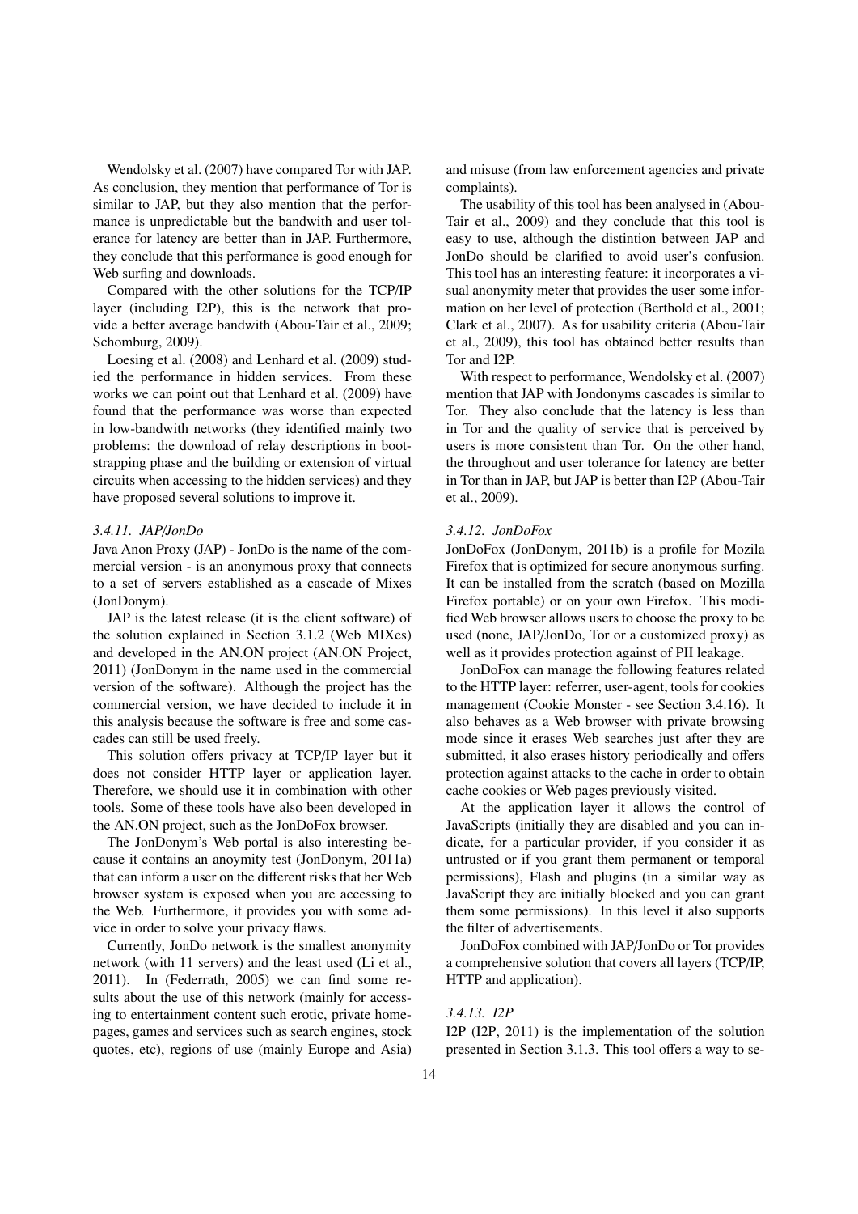Wendolsky et al. (2007) have compared Tor with JAP. As conclusion, they mention that performance of Tor is similar to JAP, but they also mention that the performance is unpredictable but the bandwith and user tolerance for latency are better than in JAP. Furthermore, they conclude that this performance is good enough for Web surfing and downloads.

Compared with the other solutions for the TCP/IP layer (including I2P), this is the network that provide a better average bandwith (Abou-Tair et al., 2009; Schomburg, 2009).

Loesing et al. (2008) and Lenhard et al. (2009) studied the performance in hidden services. From these works we can point out that Lenhard et al. (2009) have found that the performance was worse than expected in low-bandwith networks (they identified mainly two problems: the download of relay descriptions in bootstrapping phase and the building or extension of virtual circuits when accessing to the hidden services) and they have proposed several solutions to improve it.

### *3.4.11. JAP/JonDo*

Java Anon Proxy (JAP) - JonDo is the name of the commercial version - is an anonymous proxy that connects to a set of servers established as a cascade of Mixes (JonDonym).

JAP is the latest release (it is the client software) of the solution explained in Section 3.1.2 (Web MIXes) and developed in the AN.ON project (AN.ON Project, 2011) (JonDonym in the name used in the commercial version of the software). Although the project has the commercial version, we have decided to include it in this analysis because the software is free and some cascades can still be used freely.

This solution offers privacy at TCP/IP layer but it does not consider HTTP layer or application layer. Therefore, we should use it in combination with other tools. Some of these tools have also been developed in the AN.ON project, such as the JonDoFox browser.

The JonDonym's Web portal is also interesting because it contains an anoymity test (JonDonym, 2011a) that can inform a user on the different risks that her Web browser system is exposed when you are accessing to the Web. Furthermore, it provides you with some advice in order to solve your privacy flaws.

Currently, JonDo network is the smallest anonymity network (with 11 servers) and the least used (Li et al., 2011). In (Federrath, 2005) we can find some results about the use of this network (mainly for accessing to entertainment content such erotic, private homepages, games and services such as search engines, stock quotes, etc), regions of use (mainly Europe and Asia) and misuse (from law enforcement agencies and private complaints).

The usability of this tool has been analysed in (Abou-Tair et al., 2009) and they conclude that this tool is easy to use, although the distintion between JAP and JonDo should be clarified to avoid user's confusion. This tool has an interesting feature: it incorporates a visual anonymity meter that provides the user some information on her level of protection (Berthold et al., 2001; Clark et al., 2007). As for usability criteria (Abou-Tair et al., 2009), this tool has obtained better results than Tor and I2P.

With respect to performance, Wendolsky et al. (2007) mention that JAP with Jondonyms cascades is similar to Tor. They also conclude that the latency is less than in Tor and the quality of service that is perceived by users is more consistent than Tor. On the other hand, the throughout and user tolerance for latency are better in Tor than in JAP, but JAP is better than I2P (Abou-Tair et al., 2009).

### *3.4.12. JonDoFox*

JonDoFox (JonDonym, 2011b) is a profile for Mozila Firefox that is optimized for secure anonymous surfing. It can be installed from the scratch (based on Mozilla Firefox portable) or on your own Firefox. This modified Web browser allows users to choose the proxy to be used (none, JAP/JonDo, Tor or a customized proxy) as well as it provides protection against of PII leakage.

JonDoFox can manage the following features related to the HTTP layer: referrer, user-agent, tools for cookies management (Cookie Monster - see Section 3.4.16). It also behaves as a Web browser with private browsing mode since it erases Web searches just after they are submitted, it also erases history periodically and offers protection against attacks to the cache in order to obtain cache cookies or Web pages previously visited.

At the application layer it allows the control of JavaScripts (initially they are disabled and you can indicate, for a particular provider, if you consider it as untrusted or if you grant them permanent or temporal permissions), Flash and plugins (in a similar way as JavaScript they are initially blocked and you can grant them some permissions). In this level it also supports the filter of advertisements.

JonDoFox combined with JAP/JonDo or Tor provides a comprehensive solution that covers all layers (TCP/IP, HTTP and application).

### *3.4.13. I2P*

I2P (I2P, 2011) is the implementation of the solution presented in Section 3.1.3. This tool offers a way to se-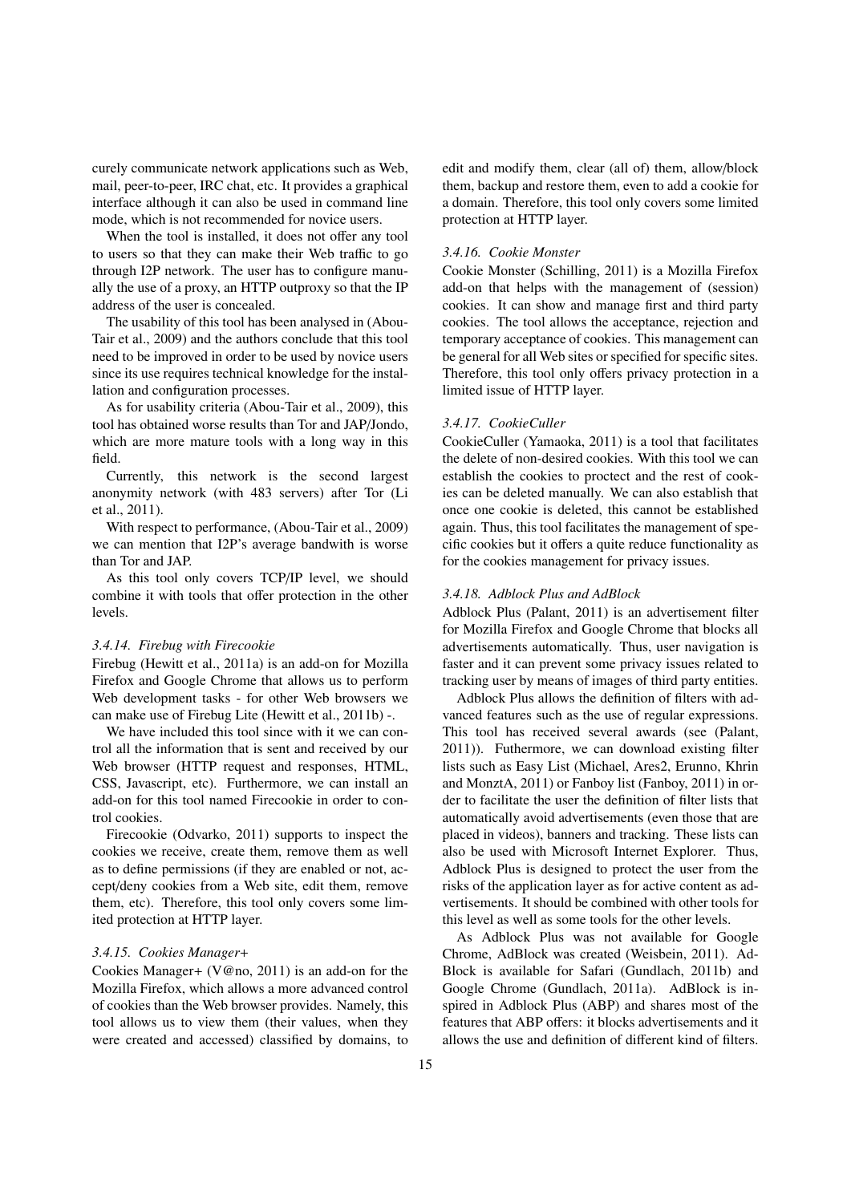curely communicate network applications such as Web, mail, peer-to-peer, IRC chat, etc. It provides a graphical interface although it can also be used in command line mode, which is not recommended for novice users.

When the tool is installed, it does not offer any tool to users so that they can make their Web traffic to go through I2P network. The user has to configure manually the use of a proxy, an HTTP outproxy so that the IP address of the user is concealed.

The usability of this tool has been analysed in (Abou-Tair et al., 2009) and the authors conclude that this tool need to be improved in order to be used by novice users since its use requires technical knowledge for the installation and configuration processes.

As for usability criteria (Abou-Tair et al., 2009), this tool has obtained worse results than Tor and JAP/Jondo, which are more mature tools with a long way in this field.

Currently, this network is the second largest anonymity network (with 483 servers) after Tor (Li et al., 2011).

With respect to performance, (Abou-Tair et al., 2009) we can mention that I2P's average bandwith is worse than Tor and JAP.

As this tool only covers TCP/IP level, we should combine it with tools that offer protection in the other levels.

#### *3.4.14. Firebug with Firecookie*

Firebug (Hewitt et al., 2011a) is an add-on for Mozilla Firefox and Google Chrome that allows us to perform Web development tasks - for other Web browsers we can make use of Firebug Lite (Hewitt et al., 2011b) -.

We have included this tool since with it we can control all the information that is sent and received by our Web browser (HTTP request and responses, HTML, CSS, Javascript, etc). Furthermore, we can install an add-on for this tool named Firecookie in order to control cookies.

Firecookie (Odvarko, 2011) supports to inspect the cookies we receive, create them, remove them as well as to define permissions (if they are enabled or not, accept/deny cookies from a Web site, edit them, remove them, etc). Therefore, this tool only covers some limited protection at HTTP layer.

#### *3.4.15. Cookies Manager+*

Cookies Manager+ (V@no, 2011) is an add-on for the Mozilla Firefox, which allows a more advanced control of cookies than the Web browser provides. Namely, this tool allows us to view them (their values, when they were created and accessed) classified by domains, to edit and modify them, clear (all of) them, allow/block them, backup and restore them, even to add a cookie for a domain. Therefore, this tool only covers some limited protection at HTTP layer.

#### *3.4.16. Cookie Monster*

Cookie Monster (Schilling, 2011) is a Mozilla Firefox add-on that helps with the management of (session) cookies. It can show and manage first and third party cookies. The tool allows the acceptance, rejection and temporary acceptance of cookies. This management can be general for all Web sites or specified for specific sites. Therefore, this tool only offers privacy protection in a limited issue of HTTP layer.

#### *3.4.17. CookieCuller*

CookieCuller (Yamaoka, 2011) is a tool that facilitates the delete of non-desired cookies. With this tool we can establish the cookies to proctect and the rest of cookies can be deleted manually. We can also establish that once one cookie is deleted, this cannot be established again. Thus, this tool facilitates the management of specific cookies but it offers a quite reduce functionality as for the cookies management for privacy issues.

#### *3.4.18. Adblock Plus and AdBlock*

Adblock Plus (Palant, 2011) is an advertisement filter for Mozilla Firefox and Google Chrome that blocks all advertisements automatically. Thus, user navigation is faster and it can prevent some privacy issues related to tracking user by means of images of third party entities.

Adblock Plus allows the definition of filters with advanced features such as the use of regular expressions. This tool has received several awards (see (Palant, 2011)). Futhermore, we can download existing filter lists such as Easy List (Michael, Ares2, Erunno, Khrin and MonztA, 2011) or Fanboy list (Fanboy, 2011) in order to facilitate the user the definition of filter lists that automatically avoid advertisements (even those that are placed in videos), banners and tracking. These lists can also be used with Microsoft Internet Explorer. Thus, Adblock Plus is designed to protect the user from the risks of the application layer as for active content as advertisements. It should be combined with other tools for this level as well as some tools for the other levels.

As Adblock Plus was not available for Google Chrome, AdBlock was created (Weisbein, 2011). AdBlock is available for Safari (Gundlach, 2011b) and Google Chrome (Gundlach, 2011a). AdBlock is inspired in Adblock Plus (ABP) and shares most of the features that ABP offers: it blocks advertisements and it allows the use and definition of different kind of filters.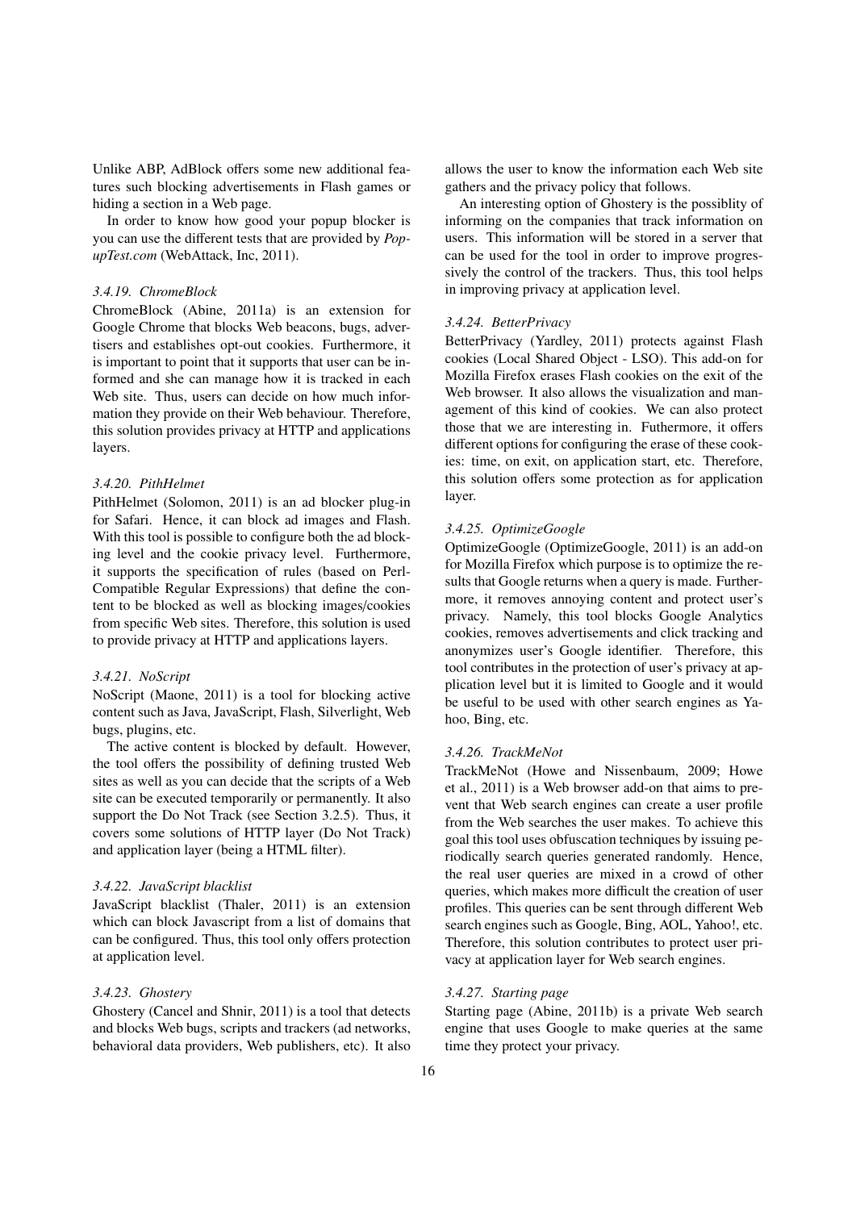Unlike ABP, AdBlock offers some new additional features such blocking advertisements in Flash games or hiding a section in a Web page.

In order to know how good your popup blocker is you can use the different tests that are provided by *PopupTest.com* (WebAttack, Inc, 2011).

#### *3.4.19. ChromeBlock*

ChromeBlock (Abine, 2011a) is an extension for Google Chrome that blocks Web beacons, bugs, advertisers and establishes opt-out cookies. Furthermore, it is important to point that it supports that user can be informed and she can manage how it is tracked in each Web site. Thus, users can decide on how much information they provide on their Web behaviour. Therefore, this solution provides privacy at HTTP and applications layers.

#### *3.4.20. PithHelmet*

PithHelmet (Solomon, 2011) is an ad blocker plug-in for Safari. Hence, it can block ad images and Flash. With this tool is possible to configure both the ad blocking level and the cookie privacy level. Furthermore, it supports the specification of rules (based on Perl-Compatible Regular Expressions) that define the content to be blocked as well as blocking images/cookies from specific Web sites. Therefore, this solution is used to provide privacy at HTTP and applications layers.

#### *3.4.21. NoScript*

NoScript (Maone, 2011) is a tool for blocking active content such as Java, JavaScript, Flash, Silverlight, Web bugs, plugins, etc.

The active content is blocked by default. However, the tool offers the possibility of defining trusted Web sites as well as you can decide that the scripts of a Web site can be executed temporarily or permanently. It also support the Do Not Track (see Section 3.2.5). Thus, it covers some solutions of HTTP layer (Do Not Track) and application layer (being a HTML filter).

#### *3.4.22. JavaScript blacklist*

JavaScript blacklist (Thaler, 2011) is an extension which can block Javascript from a list of domains that can be configured. Thus, this tool only offers protection at application level.

#### *3.4.23. Ghostery*

Ghostery (Cancel and Shnir, 2011) is a tool that detects and blocks Web bugs, scripts and trackers (ad networks, behavioral data providers, Web publishers, etc). It also allows the user to know the information each Web site gathers and the privacy policy that follows.

An interesting option of Ghostery is the possiblity of informing on the companies that track information on users. This information will be stored in a server that can be used for the tool in order to improve progressively the control of the trackers. Thus, this tool helps in improving privacy at application level.

#### *3.4.24. BetterPrivacy*

BetterPrivacy (Yardley, 2011) protects against Flash cookies (Local Shared Object - LSO). This add-on for Mozilla Firefox erases Flash cookies on the exit of the Web browser. It also allows the visualization and management of this kind of cookies. We can also protect those that we are interesting in. Futhermore, it offers different options for configuring the erase of these cookies: time, on exit, on application start, etc. Therefore, this solution offers some protection as for application layer.

#### *3.4.25. OptimizeGoogle*

OptimizeGoogle (OptimizeGoogle, 2011) is an add-on for Mozilla Firefox which purpose is to optimize the results that Google returns when a query is made. Furthermore, it removes annoying content and protect user's privacy. Namely, this tool blocks Google Analytics cookies, removes advertisements and click tracking and anonymizes user's Google identifier. Therefore, this tool contributes in the protection of user's privacy at application level but it is limited to Google and it would be useful to be used with other search engines as Yahoo, Bing, etc.

#### *3.4.26. TrackMeNot*

TrackMeNot (Howe and Nissenbaum, 2009; Howe et al., 2011) is a Web browser add-on that aims to prevent that Web search engines can create a user profile from the Web searches the user makes. To achieve this goal this tool uses obfuscation techniques by issuing periodically search queries generated randomly. Hence, the real user queries are mixed in a crowd of other queries, which makes more difficult the creation of user profiles. This queries can be sent through different Web search engines such as Google, Bing, AOL, Yahoo!, etc. Therefore, this solution contributes to protect user privacy at application layer for Web search engines.

#### *3.4.27. Starting page*

Starting page (Abine, 2011b) is a private Web search engine that uses Google to make queries at the same time they protect your privacy.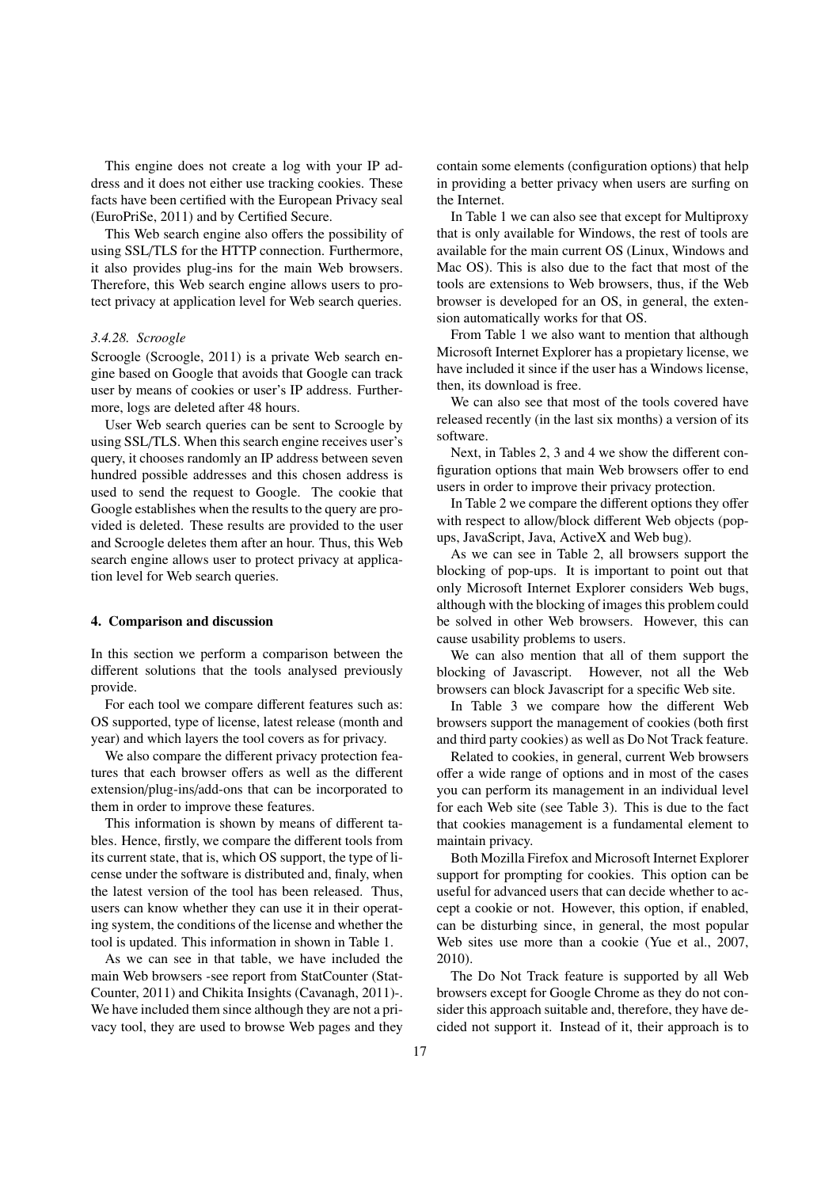This engine does not create a log with your IP address and it does not either use tracking cookies. These facts have been certified with the European Privacy seal (EuroPriSe, 2011) and by Certified Secure.

This Web search engine also offers the possibility of using SSL/TLS for the HTTP connection. Furthermore, it also provides plug-ins for the main Web browsers. Therefore, this Web search engine allows users to protect privacy at application level for Web search queries.

#### *3.4.28. Scroogle*

Scroogle (Scroogle, 2011) is a private Web search engine based on Google that avoids that Google can track user by means of cookies or user's IP address. Furthermore, logs are deleted after 48 hours.

User Web search queries can be sent to Scroogle by using SSL/TLS. When this search engine receives user's query, it chooses randomly an IP address between seven hundred possible addresses and this chosen address is used to send the request to Google. The cookie that Google establishes when the results to the query are provided is deleted. These results are provided to the user and Scroogle deletes them after an hour. Thus, this Web search engine allows user to protect privacy at application level for Web search queries.

## 4. Comparison and discussion

In this section we perform a comparison between the different solutions that the tools analysed previously provide.

For each tool we compare different features such as: OS supported, type of license, latest release (month and year) and which layers the tool covers as for privacy.

We also compare the different privacy protection features that each browser offers as well as the different extension/plug-ins/add-ons that can be incorporated to them in order to improve these features.

This information is shown by means of different tables. Hence, firstly, we compare the different tools from its current state, that is, which OS support, the type of license under the software is distributed and, finaly, when the latest version of the tool has been released. Thus, users can know whether they can use it in their operating system, the conditions of the license and whether the tool is updated. This information in shown in Table 1.

As we can see in that table, we have included the main Web browsers -see report from StatCounter (StatCounter, 2011) and Chikita Insights (Cavanagh, 2011)-. We have included them since although they are not a privacy tool, they are used to browse Web pages and they contain some elements (configuration options) that help in providing a better privacy when users are surfing on the Internet.

In Table 1 we can also see that except for Multiproxy that is only available for Windows, the rest of tools are available for the main current OS (Linux, Windows and Mac OS). This is also due to the fact that most of the tools are extensions to Web browsers, thus, if the Web browser is developed for an OS, in general, the extension automatically works for that OS.

From Table 1 we also want to mention that although Microsoft Internet Explorer has a propietary license, we have included it since if the user has a Windows license, then, its download is free.

We can also see that most of the tools covered have released recently (in the last six months) a version of its software.

Next, in Tables 2, 3 and 4 we show the different configuration options that main Web browsers offer to end users in order to improve their privacy protection.

In Table 2 we compare the different options they offer with respect to allow/block different Web objects (pop-ups, JavaScript, Java, ActiveX and Web bug).

As we can see in Table 2, all browsers support the blocking of pop-ups. It is important to point out that only Microsoft Internet Explorer considers Web bugs, although with the blocking of images this problem could be solved in other Web browsers. However, this can cause usability problems to users.

We can also mention that all of them support the blocking of Javascript. However, not all the Web browsers can block Javascript for a specific Web site.

In Table 3 we compare how the different Web browsers support the management of cookies (both first and third party cookies) as well as Do Not Track feature.

Related to cookies, in general, current Web browsers offer a wide range of options and in most of the cases you can perform its management in an individual level for each Web site (see Table 3). This is due to the fact that cookies management is a fundamental element to maintain privacy.

Both Mozilla Firefox and Microsoft Internet Explorer support for prompting for cookies. This option can be useful for advanced users that can decide whether to accept a cookie or not. However, this option, if enabled, can be disturbing since, in general, the most popular Web sites use more than a cookie (Yue et al., 2007, 2010).

The Do Not Track feature is supported by all Web browsers except for Google Chrome as they do not consider this approach suitable and, therefore, they have decided not support it. Instead of it, their approach is to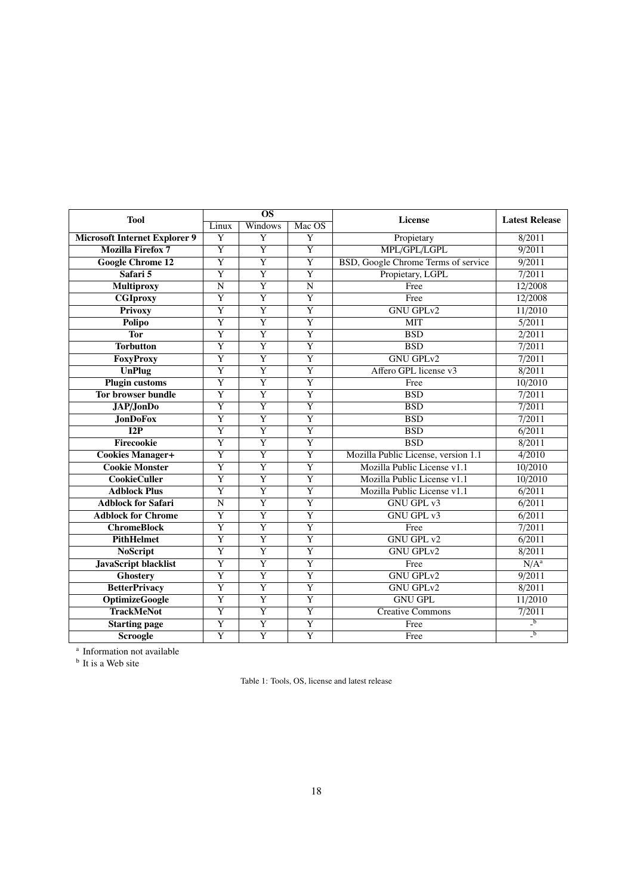| Tool | OS | | | License | Latest Release |
|---|---|---|---|---|---|
| | Linux | Windows | Mac OS | | |
| **Microsoft Internet Explorer 9** | Y | Y | Y | Propietary | 8/2011 |
| **Mozilla Firefox 7** | Y | Y | Y | MPL/GPL/LGPL | 9/2011 |
| **Google Chrome 12** | Y | Y | Y | BSD, Google Chrome Terms of service | 9/2011 |
| **Safari 5** | Y | Y | Y | Propietary, LGPL | 7/2011 |
| **Multiproxy** | N | Y | N | Free | 12/2008 |
| **CGIproxy** | Y | Y | Y | Free | 12/2008 |
| **Privoxy** | Y | Y | Y | GNU GPLv2 | 11/2010 |
| **Polipo** | Y | Y | Y | MIT | 5/2011 |
| **Tor** | Y | Y | Y | BSD | 2/2011 |
| **Torbutton** | Y | Y | Y | BSD | 7/2011 |
| **FoxyProxy** | Y | Y | Y | GNU GPLv2 | 7/2011 |
| **UnPlug** | Y | Y | Y | Affero GPL license v3 | 8/2011 |
| **Plugin customs** | Y | Y | Y | Free | 10/2010 |
| **Tor browser bundle** | Y | Y | Y | BSD | 7/2011 |
| **JAP/JonDo** | Y | Y | Y | BSD | 7/2011 |
| **JonDoFox** | Y | Y | Y | BSD | 7/2011 |
| **I2P** | Y | Y | Y | BSD | 6/2011 |
| **Firecookie** | Y | Y | Y | BSD | 8/2011 |
| **Cookies Manager+** | Y | Y | Y | Mozilla Public License, version 1.1 | 4/2010 |
| **Cookie Monster** | Y | Y | Y | Mozilla Public License v1.1 | 10/2010 |
| **CookieCuller** | Y | Y | Y | Mozilla Public License v1.1 | 10/2010 |
| **Adblock Plus** | Y | Y | Y | Mozilla Public License v1.1 | 6/2011 |
| **Adblock for Safari** | N | Y | Y | GNU GPL v3 | 6/2011 |
| **Adblock for Chrome** | Y | Y | Y | GNU GPL v3 | 6/2011 |
| **ChromeBlock** | Y | Y | Y | Free | 7/2011 |
| **PithHelmet** | Y | Y | Y | GNU GPL v2 | 6/2011 |
| **NoScript** | Y | Y | Y | GNU GPLv2 | 8/2011 |
| **JavaScript blacklist** | Y | Y | Y | Free | N/A[a] |
| **Ghostery** | Y | Y | Y | GNU GPLv2 | 9/2011 |
| **BetterPrivacy** | Y | Y | Y | GNU GPLv2 | 8/2011 |
| **OptimizeGoogle** | Y | Y | Y | GNU GPL | 11/2010 |
| **TrackMeNot** | Y | Y | Y | Creative Commons | 7/2011 |
| **Starting page** | Y | Y | Y | Free | -[b] |
| **Scroogle** | Y | Y | Y | Free | -[b] |

[a] Information not available

[b] It is a Web site

Table 1: Tools, OS, license and latest release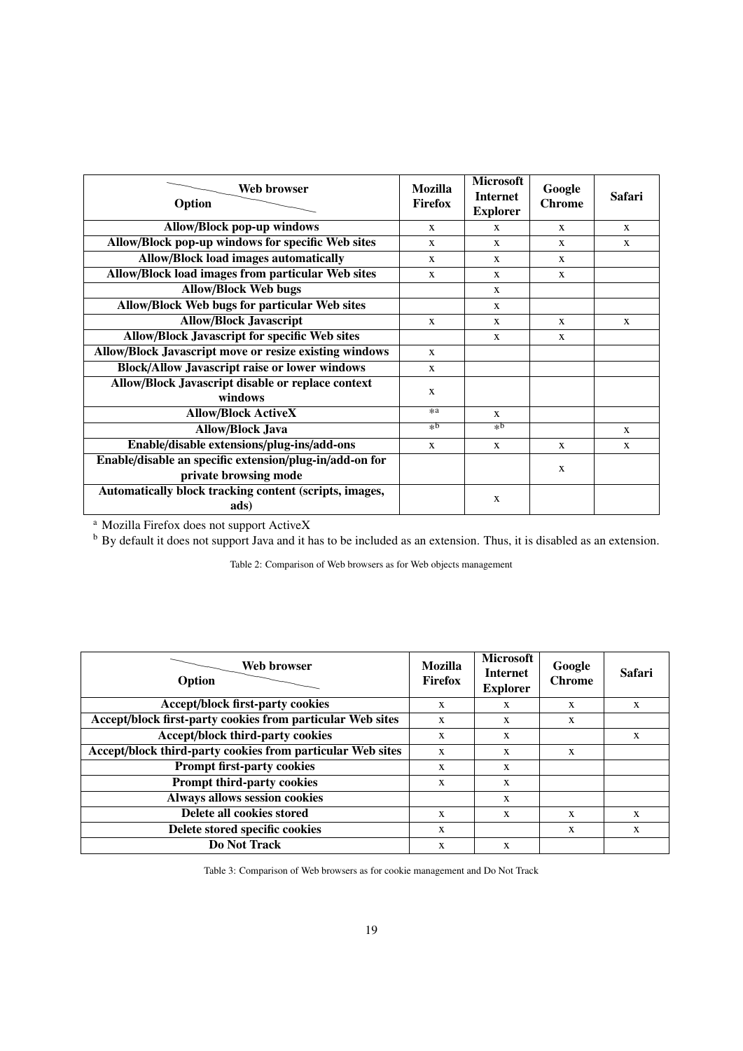| Web browser / Option | Mozilla Firefox | Microsoft Internet Explorer | Google Chrome | Safari |
|---|---|---|---|---|
| **Allow/Block pop-up windows** | x | x | x | x |
| **Allow/Block pop-up windows for specific Web sites** | x | x | x | x |
| **Allow/Block load images automatically** | x | x | x | |
| **Allow/Block load images from particular Web sites** | x | x | x | |
| **Allow/Block Web bugs** | | x | | |
| **Allow/Block Web bugs for particular Web sites** | | x | | |
| **Allow/Block Javascript** | x | x | x | x |
| **Allow/Block Javascript for specific Web sites** | | x | x | |
| **Allow/Block Javascript move or resize existing windows** | x | | | |
| **Block/Allow Javascript raise or lower windows** | x | | | |
| **Allow/Block Javascript disable or replace context windows** | x | | | |
| **Allow/Block ActiveX** | *[a] | x | | |
| **Allow/Block Java** | *[b] | *[b] | | x |
| **Enable/disable extensions/plug-ins/add-ons** | x | x | x | x |
| **Enable/disable an specific extension/plug-in/add-on for private browsing mode** | | | x | |
| **Automatically block tracking content (scripts, images, ads)** | | x | | |

[a] Mozilla Firefox does not support ActiveX

[b] By default it does not support Java and it has to be included as an extension. Thus, it is disabled as an extension.

Table 2: Comparison of Web browsers as for Web objects management

| Web browser / Option | Mozilla Firefox | Microsoft Internet Explorer | Google Chrome | Safari |
|---|---|---|---|---|
| **Accept/block first-party cookies** | x | x | x | x |
| **Accept/block first-party cookies from particular Web sites** | x | x | x | |
| **Accept/block third-party cookies** | x | x | | x |
| **Accept/block third-party cookies from particular Web sites** | x | x | x | |
| **Prompt first-party cookies** | x | x | | |
| **Prompt third-party cookies** | x | x | | |
| **Always allows session cookies** | | x | | |
| **Delete all cookies stored** | x | x | x | x |
| **Delete stored specific cookies** | x | | x | x |
| **Do Not Track** | x | x | | |

Table 3: Comparison of Web browsers as for cookie management and Do Not Track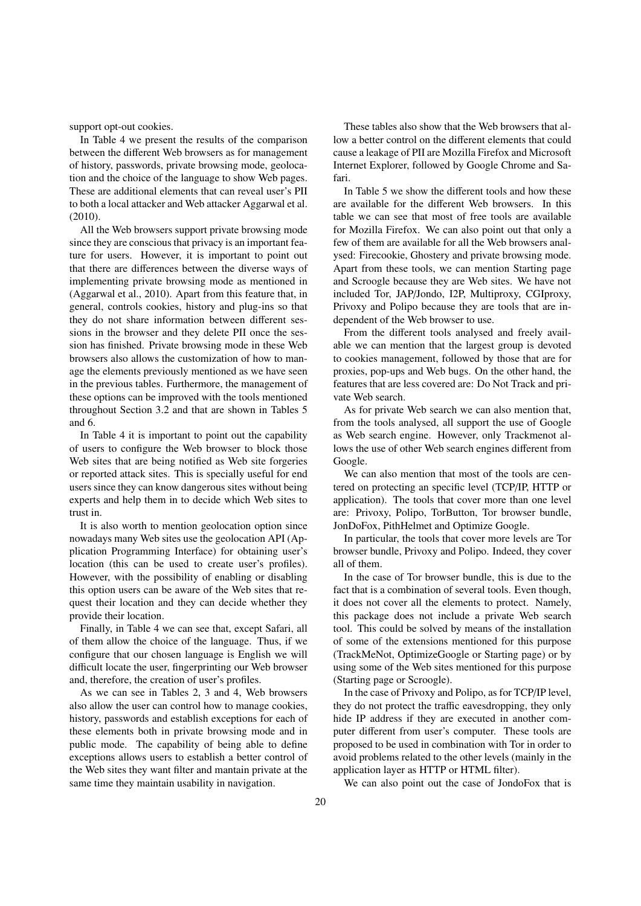support opt-out cookies.

In Table 4 we present the results of the comparison between the different Web browsers as for management of history, passwords, private browsing mode, geolocation and the choice of the language to show Web pages. These are additional elements that can reveal user's PII to both a local attacker and Web attacker Aggarwal et al. (2010).

All the Web browsers support private browsing mode since they are conscious that privacy is an important feature for users. However, it is important to point out that there are differences between the diverse ways of implementing private browsing mode as mentioned in (Aggarwal et al., 2010). Apart from this feature that, in general, controls cookies, history and plug-ins so that they do not share information between different sessions in the browser and they delete PII once the session has finished. Private browsing mode in these Web browsers also allows the customization of how to manage the elements previously mentioned as we have seen in the previous tables. Furthermore, the management of these options can be improved with the tools mentioned throughout Section 3.2 and that are shown in Tables 5 and 6.

In Table 4 it is important to point out the capability of users to configure the Web browser to block those Web sites that are being notified as Web site forgeries or reported attack sites. This is specially useful for end users since they can know dangerous sites without being experts and help them in to decide which Web sites to trust in.

It is also worth to mention geolocation option since nowadays many Web sites use the geolocation API (Application Programming Interface) for obtaining user's location (this can be used to create user's profiles). However, with the possibility of enabling or disabling this option users can be aware of the Web sites that request their location and they can decide whether they provide their location.

Finally, in Table 4 we can see that, except Safari, all of them allow the choice of the language. Thus, if we configure that our chosen language is English we will difficult locate the user, fingerprinting our Web browser and, therefore, the creation of user's profiles.

As we can see in Tables 2, 3 and 4, Web browsers also allow the user can control how to manage cookies, history, passwords and establish exceptions for each of these elements both in private browsing mode and in public mode. The capability of being able to define exceptions allows users to establish a better control of the Web sites they want filter and mantain private at the same time they maintain usability in navigation.

These tables also show that the Web browsers that allow a better control on the different elements that could cause a leakage of PII are Mozilla Firefox and Microsoft Internet Explorer, followed by Google Chrome and Safari.

In Table 5 we show the different tools and how these are available for the different Web browsers. In this table we can see that most of free tools are available for Mozilla Firefox. We can also point out that only a few of them are available for all the Web browsers analysed: Firecookie, Ghostery and private browsing mode. Apart from these tools, we can mention Starting page and Scroogle because they are Web sites. We have not included Tor, JAP/Jondo, I2P, Multiproxy, CGIproxy, Privoxy and Polipo because they are tools that are independent of the Web browser to use.

From the different tools analysed and freely available we can mention that the largest group is devoted to cookies management, followed by those that are for proxies, pop-ups and Web bugs. On the other hand, the features that are less covered are: Do Not Track and private Web search.

As for private Web search we can also mention that, from the tools analysed, all support the use of Google as Web search engine. However, only Trackmenot allows the use of other Web search engines different from Google.

We can also mention that most of the tools are centered on protecting an specific level (TCP/IP, HTTP or application). The tools that cover more than one level are: Privoxy, Polipo, TorButton, Tor browser bundle, JonDoFox, PithHelmet and Optimize Google.

In particular, the tools that cover more levels are Tor browser bundle, Privoxy and Polipo. Indeed, they cover all of them.

In the case of Tor browser bundle, this is due to the fact that is a combination of several tools. Even though, it does not cover all the elements to protect. Namely, this package does not include a private Web search tool. This could be solved by means of the installation of some of the extensions mentioned for this purpose (TrackMeNot, OptimizeGoogle or Starting page) or by using some of the Web sites mentioned for this purpose (Starting page or Scroogle).

In the case of Privoxy and Polipo, as for TCP/IP level, they do not protect the traffic eavesdropping, they only hide IP address if they are executed in another computer different from user's computer. These tools are proposed to be used in combination with Tor in order to avoid problems related to the other levels (mainly in the application layer as HTTP or HTML filter).

We can also point out the case of JondoFox that is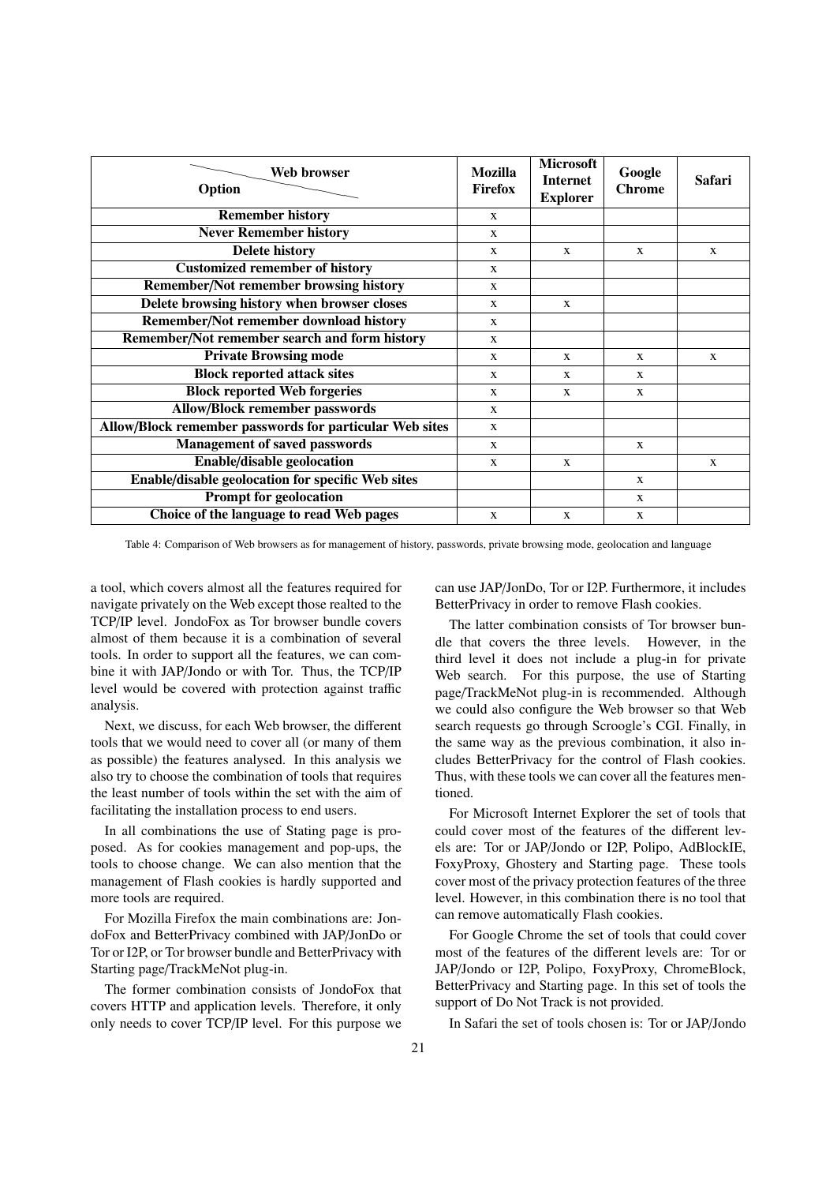| Web browser / Option | Mozilla Firefox | Microsoft Internet Explorer | Google Chrome | Safari |
|---|---|---|---|---|
| **Remember history** | x | | | |
| **Never Remember history** | x | | | |
| **Delete history** | x | x | x | x |
| **Customized remember of history** | x | | | |
| **Remember/Not remember browsing history** | x | | | |
| **Delete browsing history when browser closes** | x | x | | |
| **Remember/Not remember download history** | x | | | |
| **Remember/Not remember search and form history** | x | | | |
| **Private Browsing mode** | x | x | x | x |
| **Block reported attack sites** | x | x | x | |
| **Block reported Web forgeries** | x | x | x | |
| **Allow/Block remember passwords** | x | | | |
| **Allow/Block remember passwords for particular Web sites** | x | | | |
| **Management of saved passwords** | x | | x | |
| **Enable/disable geolocation** | x | x | | x |
| **Enable/disable geolocation for specific Web sites** | | | x | |
| **Prompt for geolocation** | | | x | |
| **Choice of the language to read Web pages** | x | x | x | |

Table 4: Comparison of Web browsers as for management of history, passwords, private browsing mode, geolocation and language

a tool, which covers almost all the features required for navigate privately on the Web except those realted to the TCP/IP level. JondoFox as Tor browser bundle covers almost of them because it is a combination of several tools. In order to support all the features, we can combine it with JAP/Jondo or with Tor. Thus, the TCP/IP level would be covered with protection against traffic analysis.

Next, we discuss, for each Web browser, the different tools that we would need to cover all (or many of them as possible) the features analysed. In this analysis we also try to choose the combination of tools that requires the least number of tools within the set with the aim of facilitating the installation process to end users.

In all combinations the use of Stating page is proposed. As for cookies management and pop-ups, the tools to choose change. We can also mention that the management of Flash cookies is hardly supported and more tools are required.

For Mozilla Firefox the main combinations are: JondoFox and BetterPrivacy combined with JAP/JonDo or Tor or I2P, or Tor browser bundle and BetterPrivacy with Starting page/TrackMeNot plug-in.

The former combination consists of JondoFox that covers HTTP and application levels. Therefore, it only only needs to cover TCP/IP level. For this purpose we can use JAP/JonDo, Tor or I2P. Furthermore, it includes BetterPrivacy in order to remove Flash cookies.

The latter combination consists of Tor browser bundle that covers the three levels. However, in the third level it does not include a plug-in for private Web search. For this purpose, the use of Starting page/TrackMeNot plug-in is recommended. Although we could also configure the Web browser so that Web search requests go through Scroogle's CGI. Finally, in the same way as the previous combination, it also includes BetterPrivacy for the control of Flash cookies. Thus, with these tools we can cover all the features mentioned.

For Microsoft Internet Explorer the set of tools that could cover most of the features of the different levels are: Tor or JAP/Jondo or I2P, Polipo, AdBlockIE, FoxyProxy, Ghostery and Starting page. These tools cover most of the privacy protection features of the three level. However, in this combination there is no tool that can remove automatically Flash cookies.

For Google Chrome the set of tools that could cover most of the features of the different levels are: Tor or JAP/Jondo or I2P, Polipo, FoxyProxy, ChromeBlock, BetterPrivacy and Starting page. In this set of tools the support of Do Not Track is not provided.

In Safari the set of tools chosen is: Tor or JAP/Jondo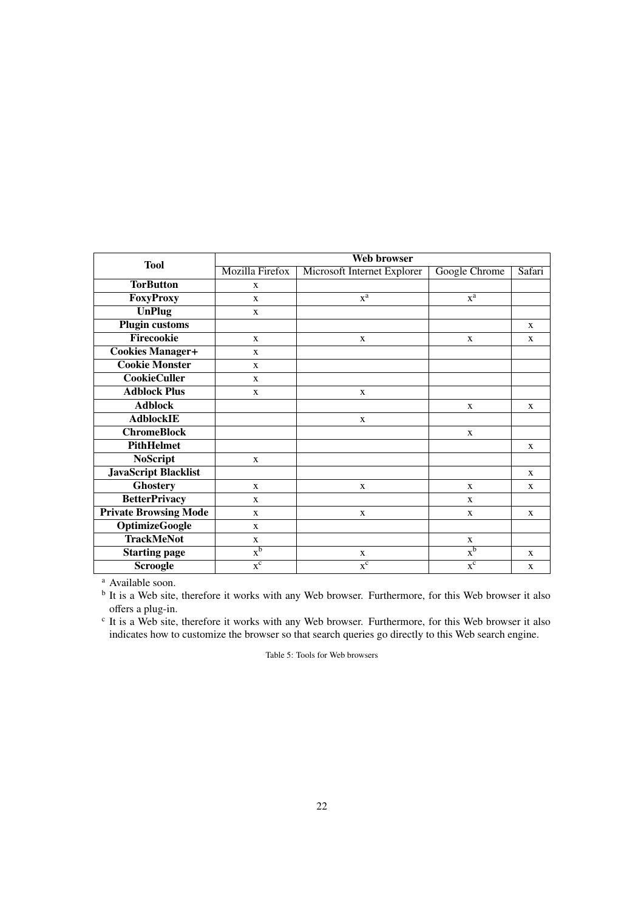| Tool | Web browser | | | |
|---|---|---|---|---|
| | Mozilla Firefox | Microsoft Internet Explorer | Google Chrome | Safari |
| **TorButton** | x | | | |
| **FoxyProxy** | x | x[a] | x[a] | |
| **UnPlug** | x | | | |
| **Plugin customs** | | | | x |
| **Firecookie** | x | x | x | x |
| **Cookies Manager+** | x | | | |
| **Cookie Monster** | x | | | |
| **CookieCuller** | x | | | |
| **Adblock Plus** | x | x | | |
| **Adblock** | | | x | x |
| **AdblockIE** | | x | | |
| **ChromeBlock** | | | x | |
| **PithHelmet** | | | | x |
| **NoScript** | x | | | |
| **JavaScript Blacklist** | | | | x |
| **Ghostery** | x | x | x | x |
| **BetterPrivacy** | x | | x | |
| **Private Browsing Mode** | x | x | x | x |
| **OptimizeGoogle** | x | | | |
| **TrackMeNot** | x | | x | |
| **Starting page** | x[b] | x | x[b] | x |
| **Scroogle** | x[c] | x[c] | x[c] | x |

[a] Available soon.

[b] It is a Web site, therefore it works with any Web browser. Furthermore, for this Web browser it also offers a plug-in.

[c] It is a Web site, therefore it works with any Web browser. Furthermore, for this Web browser it also indicates how to customize the browser so that search queries go directly to this Web search engine.

Table 5: Tools for Web browsers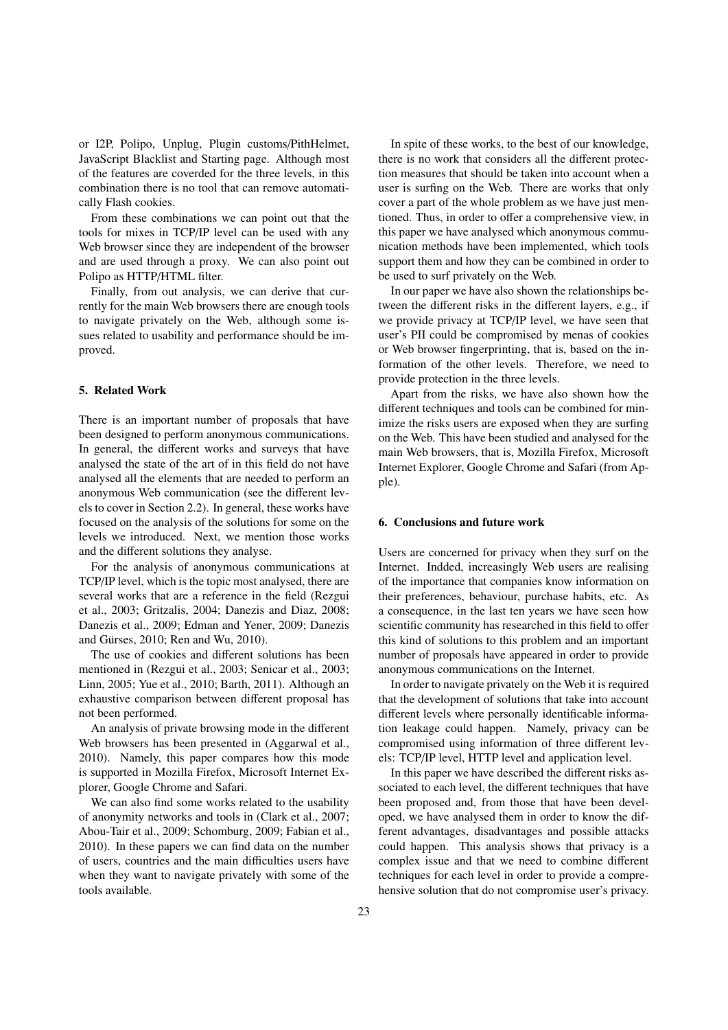or I2P, Polipo, Unplug, Plugin customs/PithHelmet, JavaScript Blacklist and Starting page. Although most of the features are coverded for the three levels, in this combination there is no tool that can remove automatically Flash cookies.

From these combinations we can point out that the tools for mixes in TCP/IP level can be used with any Web browser since they are independent of the browser and are used through a proxy. We can also point out Polipo as HTTP/HTML filter.

Finally, from out analysis, we can derive that currently for the main Web browsers there are enough tools to navigate privately on the Web, although some issues related to usability and performance should be improved.

## 5. Related Work

There is an important number of proposals that have been designed to perform anonymous communications. In general, the different works and surveys that have analysed the state of the art of in this field do not have analysed all the elements that are needed to perform an anonymous Web communication (see the different levels to cover in Section 2.2). In general, these works have focused on the analysis of the solutions for some on the levels we introduced. Next, we mention those works and the different solutions they analyse.

For the analysis of anonymous communications at TCP/IP level, which is the topic most analysed, there are several works that are a reference in the field (Rezgui et al., 2003; Gritzalis, 2004; Danezis and Diaz, 2008; Danezis et al., 2009; Edman and Yener, 2009; Danezis and Gürses, 2010; Ren and Wu, 2010).

The use of cookies and different solutions has been mentioned in (Rezgui et al., 2003; Senicar et al., 2003; Linn, 2005; Yue et al., 2010; Barth, 2011). Although an exhaustive comparison between different proposal has not been performed.

An analysis of private browsing mode in the different Web browsers has been presented in (Aggarwal et al., 2010). Namely, this paper compares how this mode is supported in Mozilla Firefox, Microsoft Internet Explorer, Google Chrome and Safari.

We can also find some works related to the usability of anonymity networks and tools in (Clark et al., 2007; Abou-Tair et al., 2009; Schomburg, 2009; Fabian et al., 2010). In these papers we can find data on the number of users, countries and the main difficulties users have when they want to navigate privately with some of the tools available.

In spite of these works, to the best of our knowledge, there is no work that considers all the different protection measures that should be taken into account when a user is surfing on the Web. There are works that only cover a part of the whole problem as we have just mentioned. Thus, in order to offer a comprehensive view, in this paper we have analysed which anonymous communication methods have been implemented, which tools support them and how they can be combined in order to be used to surf privately on the Web.

In our paper we have also shown the relationships between the different risks in the different layers, e.g., if we provide privacy at TCP/IP level, we have seen that user's PII could be compromised by menas of cookies or Web browser fingerprinting, that is, based on the information of the other levels. Therefore, we need to provide protection in the three levels.

Apart from the risks, we have also shown how the different techniques and tools can be combined for minimize the risks users are exposed when they are surfing on the Web. This have been studied and analysed for the main Web browsers, that is, Mozilla Firefox, Microsoft Internet Explorer, Google Chrome and Safari (from Apple).

## 6. Conclusions and future work

Users are concerned for privacy when they surf on the Internet. Indded, increasingly Web users are realising of the importance that companies know information on their preferences, behaviour, purchase habits, etc. As a consequence, in the last ten years we have seen how scientific community has researched in this field to offer this kind of solutions to this problem and an important number of proposals have appeared in order to provide anonymous communications on the Internet.

In order to navigate privately on the Web it is required that the development of solutions that take into account different levels where personally identificable information leakage could happen. Namely, privacy can be compromised using information of three different levels: TCP/IP level, HTTP level and application level.

In this paper we have described the different risks associated to each level, the different techniques that have been proposed and, from those that have been developed, we have analysed them in order to know the different advantages, disadvantages and possible attacks could happen. This analysis shows that privacy is a complex issue and that we need to combine different techniques for each level in order to provide a comprehensive solution that do not compromise user's privacy.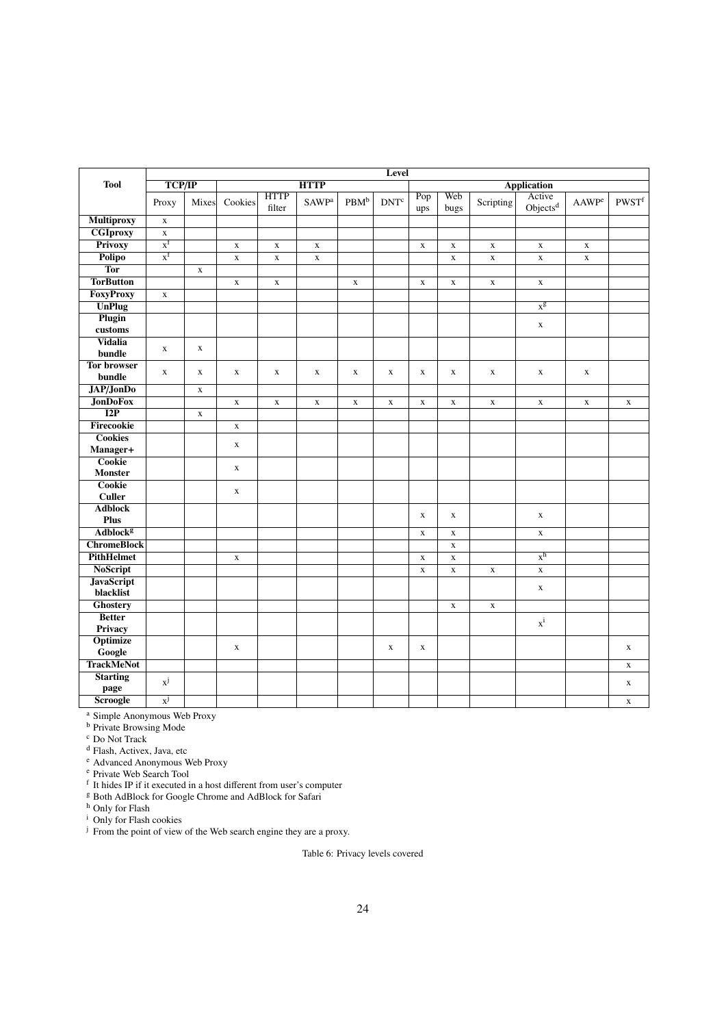| Tool | Level | | | | | | | | | | | | | |
|---|---|---|---|---|---|---|---|---|---|---|---|---|---|---|
| | TCP/IP | | HTTP | | | | | Application | | | | | | |
| | Proxy | Mixes | Cookies | HTTP filter | SAWP[a] | PBM[b] | DNT[c] | Pop ups | Web bugs | Scripting | Active Objects[d] | AAWP[e] | PWST[f] |
| **Multiproxy** | x | | | | | | | | | | | | |
| **CGIproxy** | x | | | | | | | | | | | | |
| **Privoxy** | x[f] | | x | x | x | | | x | x | x | x | x | |
| **Polipo** | x[f] | | x | x | x | | | | x | x | x | x | |
| **Tor** | | x | | | | | | | | | | | |
| **TorButton** | | | x | x | | x | | x | x | x | x | | |
| **FoxyProxy** | x | | | | | | | | | | | | |
| **UnPlug** | | | | | | | | | | | x[g] | | |
| **Plugin customs** | | | | | | | | | | | x | | |
| **Vidalia bundle** | x | x | | | | | | | | | | | |
| **Tor browser bundle** | x | x | x | x | x | x | x | x | x | x | x | x | |
| **JAP/JonDo** | | x | | | | | | | | | | | |
| **JonDoFox** | | | x | x | x | x | x | x | x | x | x | x | x |
| **I2P** | | x | | | | | | | | | | | |
| **Firecookie** | | | x | | | | | | | | | | |
| **Cookies Manager+** | | | x | | | | | | | | | | |
| **Cookie Monster** | | | x | | | | | | | | | | |
| **Cookie Culler** | | | x | | | | | | | | | | |
| **Adblock Plus** | | | | | | | | x | x | | x | | |
| **Adblock[g]** | | | | | | | | x | x | | x | | |
| **ChromeBlock** | | | | | | | | | x | | | | |
| **PithHelmet** | | | x | | | | | x | x | | x[h] | | |
| **NoScript** | | | | | | | | x | x | x | x | | |
| **JavaScript blacklist** | | | | | | | | | | | x | | |
| **Ghostery** | | | | | | | | | x | x | | | |
| **Better Privacy** | | | | | | | | | | | x[i] | | |
| **Optimize Google** | | | x | | | | x | x | | | | | x |
| **TrackMeNot** | | | | | | | | | | | | | x |
| **Starting page** | x[j] | | | | | | | | | | | | x |
| **Scroogle** | x[j] | | | | | | | | | | | | x |

[a] Simple Anonymous Web Proxy
[b] Private Browsing Mode
[c] Do Not Track
[d] Flash, Activex, Java, etc
[e] Advanced Anonymous Web Proxy
[e] Private Web Search Tool
[f] It hides IP if it executed in a host different from user's computer
[g] Both AdBlock for Google Chrome and AdBlock for Safari
[h] Only for Flash
[i] Only for Flash cookies
[j] From the point of view of the Web search engine they are a proxy.

Table 6: Privacy levels covered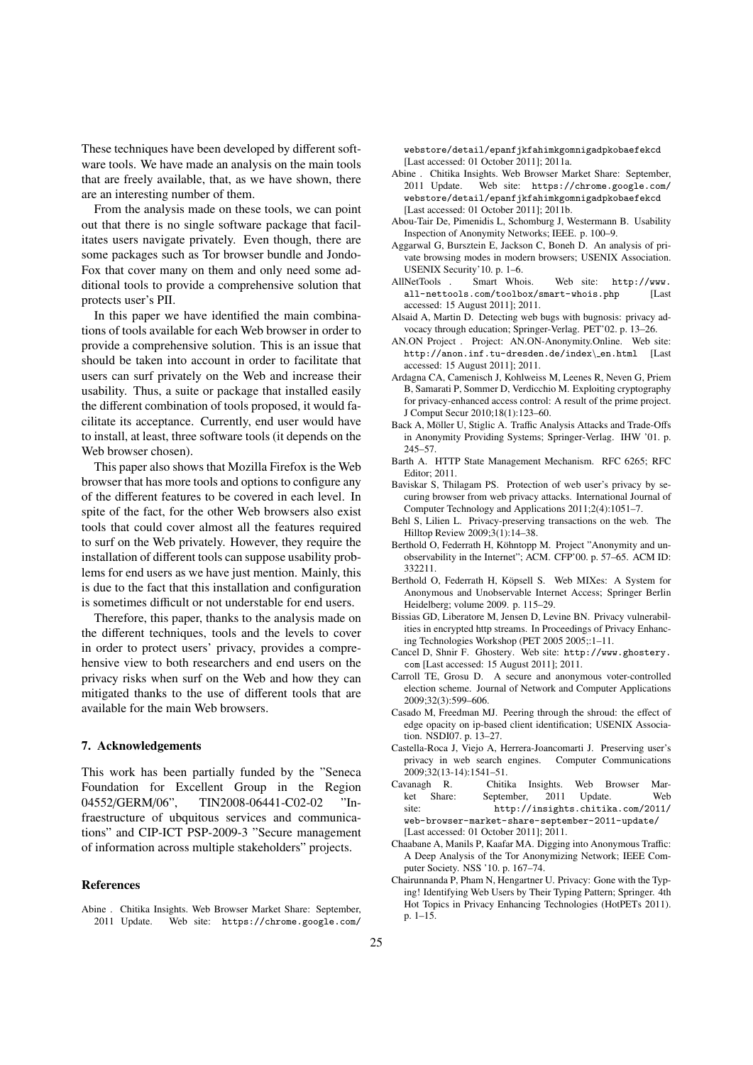These techniques have been developed by different software tools. We have made an analysis on the main tools that are freely available, that, as we have shown, there are an interesting number of them.

From the analysis made on these tools, we can point out that there is no single software package that facilitates users navigate privately. Even though, there are some packages such as Tor browser bundle and JondoFox that cover many on them and only need some additional tools to provide a comprehensive solution that protects user's PII.

In this paper we have identified the main combinations of tools available for each Web browser in order to provide a comprehensive solution. This is an issue that should be taken into account in order to facilitate that users can surf privately on the Web and increase their usability. Thus, a suite or package that installed easily the different combination of tools proposed, it would facilitate its acceptance. Currently, end user would have to install, at least, three software tools (it depends on the Web browser chosen).

This paper also shows that Mozilla Firefox is the Web browser that has more tools and options to configure any of the different features to be covered in each level. In spite of the fact, for the other Web browsers also exist tools that could cover almost all the features required to surf on the Web privately. However, they require the installation of different tools can suppose usability problems for end users as we have just mention. Mainly, this is due to the fact that this installation and configuration is sometimes difficult or not understable for end users.

Therefore, this paper, thanks to the analysis made on the different techniques, tools and the levels to cover in order to protect users' privacy, provides a comprehensive view to both researchers and end users on the privacy risks when surf on the Web and how they can mitigated thanks to the use of different tools that are available for the main Web browsers.

## 7. Acknowledgements

This work has been partially funded by the "Seneca Foundation for Excellent Group in the Region 04552/GERM/06", TIN2008-06441-C02-02 "Infraestructure of ubiquitous services and communications" and CIP-ICT PSP-2009-3 "Secure management of information across multiple stakeholders" projects.

## References

Abine . Chitika Insights. Web Browser Market Share: September, 2011 Update. Web site: https://chrome.google.com/webstore/detail/epanfjkfahimkgomnigadpkobaefekcd [Last accessed: 01 October 2011]; 2011a.

Abine . Chitika Insights. Web Browser Market Share: September, 2011 Update. Web site: https://chrome.google.com/webstore/detail/epanfjkfahimkgomnigadpkobaefekcd [Last accessed: 01 October 2011]; 2011b.

Abou-Tair De, Pimenidis L, Schomburg J, Westermann B. Usability Inspection of Anonymity Networks; IEEE. p. 100–9.

Aggarwal G, Bursztein E, Jackson C, Boneh D. An analysis of private browsing modes in modern browsers; USENIX Association. USENIX Security'10. p. 1–6.

AllNetTools . Smart Whois. Web site: http://www.all-nettools.com/toolbox/smart-whois.php [Last accessed: 15 August 2011]; 2011.

Alsaid A, Martin D. Detecting web bugs with bugnosis: privacy advocacy through education; Springer-Verlag. PET'02. p. 13–26.

AN.ON Project . Project: AN.ON-Anonymity.Online. Web site: http://anon.inf.tu-dresden.de/index\_en.html [Last accessed: 15 August 2011]; 2011.

Ardagna CA, Camenisch J, Kohlweiss M, Leenes R, Neven G, Priem B, Samarati P, Sommer D, Verdicchio M. Exploiting cryptography for privacy-enhanced access control: A result of the prime project. J Comput Secur 2010;18(1):123–60.

Back A, Möller U, Stiglic A. Traffic Analysis Attacks and Trade-Offs in Anonymity Providing Systems; Springer-Verlag. IHW '01. p. 245–57.

Barth A. HTTP State Management Mechanism. RFC 6265; RFC Editor; 2011.

Baviskar S, Thilagam PS. Protection of web user's privacy by securing browser from web privacy attacks. International Journal of Computer Technology and Applications 2011;2(4):1051–7.

Behl S, Lilien L. Privacy-preserving transactions on the web. The Hilltop Review 2009;3(1):14–38.

Berthold O, Federrath H, Köhntopp M. Project "Anonymity and unobservability in the Internet"; ACM. CFP'00. p. 57–65. ACM ID: 332211.

Berthold O, Federrath H, Köpsell S. Web MIXes: A System for Anonymous and Unobservable Internet Access; Springer Berlin Heidelberg; volume 2009. p. 115–29.

Bissias GD, Liberatore M, Jensen D, Levine BN. Privacy vulnerabilities in encrypted http streams. In Proceedings of Privacy Enhancing Technologies Workshop (PET 2005 2005;:1–11.

Cancel D, Shnir F. Ghostery. Web site: http://www.ghostery.com [Last accessed: 15 August 2011]; 2011.

Carroll TE, Grosu D. A secure and anonymous voter-controlled election scheme. Journal of Network and Computer Applications 2009;32(3):599–606.

Casado M, Freedman MJ. Peering through the shroud: the effect of edge opacity on ip-based client identification; USENIX Association. NSDI07. p. 13–27.

Castella-Roca J, Viejo A, Herrera-Joancomarti J. Preserving user's privacy in web search engines. Computer Communications 2009;32(13-14):1541–51.

Cavanagh R. Chitika Insights. Web Browser Market Share: September, 2011 Update. Web site: http://insights.chitika.com/2011/web-browser-market-share-september-2011-update/ [Last accessed: 01 October 2011]; 2011.

Chaabane A, Manils P, Kaafar MA. Digging into Anonymous Traffic: A Deep Analysis of the Tor Anonymizing Network; IEEE Computer Society. NSS '10. p. 167–74.

Chairunnanda P, Pham N, Hengartner U. Privacy: Gone with the Typing! Identifying Web Users by Their Typing Pattern; Springer. 4th Hot Topics in Privacy Enhancing Technologies (HotPETs 2011). p. 1–15.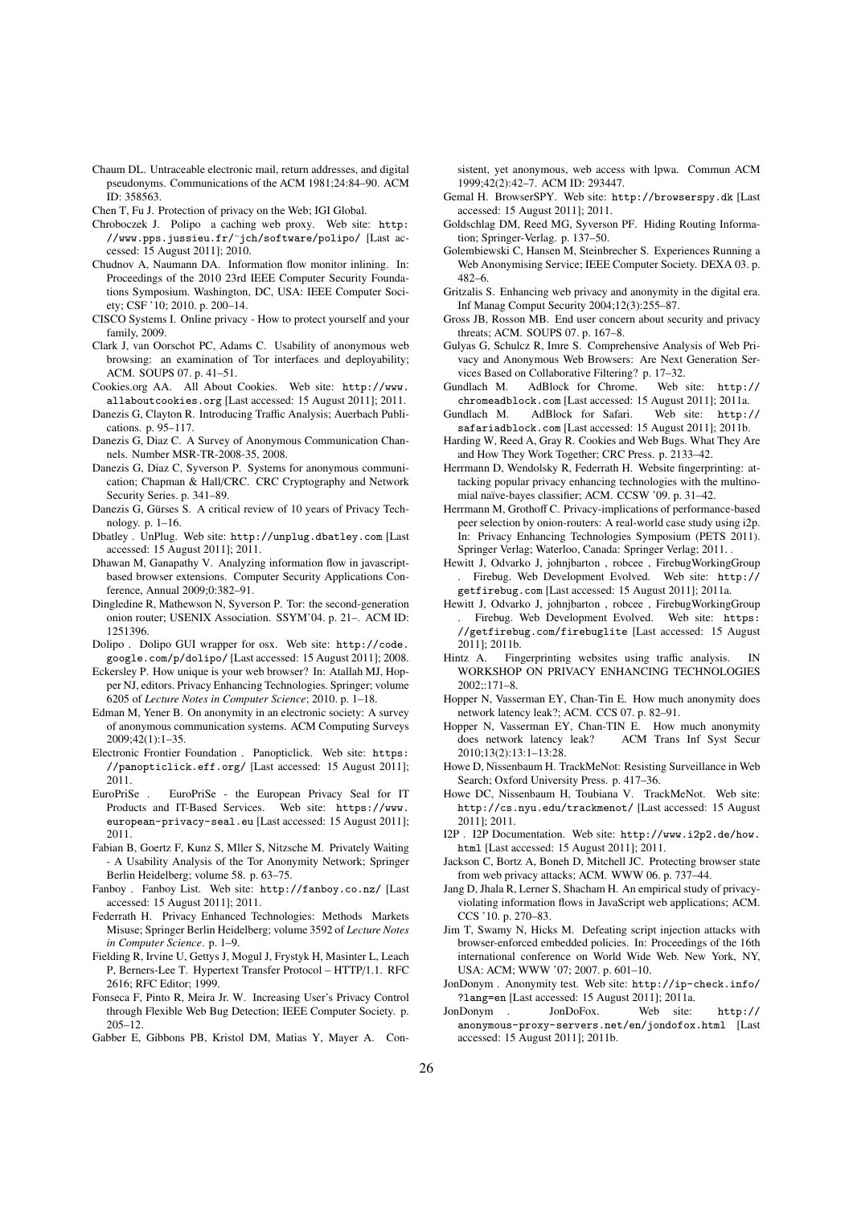Chaum DL. Untraceable electronic mail, return addresses, and digital pseudonyms. Communications of the ACM 1981;24:84–90. ACM ID: 358563.

Chen T, Fu J. Protection of privacy on the Web; IGI Global.

Chroboczek J. Polipo a caching web proxy. Web site: http://www.pps.jussieu.fr/~jch/software/polipo/ [Last accessed: 15 August 2011]; 2010.

Chudnov A, Naumann DA. Information flow monitor inlining. In: Proceedings of the 2010 23rd IEEE Computer Security Foundations Symposium. Washington, DC, USA: IEEE Computer Society; CSF '10; 2010. p. 200–14.

CISCO Systems I. Online privacy - How to protect yourself and your family, 2009.

Clark J, van Oorschot PC, Adams C. Usability of anonymous web browsing: an examination of Tor interfaces and deployability; ACM. SOUPS 07. p. 41–51.

Cookies.org AA. All About Cookies. Web site: http://www.allaboutcookies.org [Last accessed: 15 August 2011]; 2011.

Danezis G, Clayton R. Introducing Traffic Analysis; Auerbach Publications. p. 95–117.

Danezis G, Diaz C. A Survey of Anonymous Communication Channels. Number MSR-TR-2008-35, 2008.

Danezis G, Diaz C, Syverson P. Systems for anonymous communication; Chapman & Hall/CRC. CRC Cryptography and Network Security Series. p. 341–89.

Danezis G, Gürses S. A critical review of 10 years of Privacy Technology. p. 1–16.

Dbatley . UnPlug. Web site: http://unplug.dbatley.com [Last accessed: 15 August 2011]; 2011.

Dhawan M, Ganapathy V. Analyzing information flow in javascript-based browser extensions. Computer Security Applications Conference, Annual 2009;0:382–91.

Dingledine R, Mathewson N, Syverson P. Tor: the second-generation onion router; USENIX Association. SSYM'04. p. 21–. ACM ID: 1251396.

Dolipo . Dolipo GUI wrapper for osx. Web site: http://code.google.com/p/dolipo/ [Last accessed: 15 August 2011]; 2008.

Eckersley P. How unique is your web browser? In: Atallah MJ, Hopper NJ, editors. Privacy Enhancing Technologies. Springer; volume 6205 of *Lecture Notes in Computer Science*; 2010. p. 1–18.

Edman M, Yener B. On anonymity in an electronic society: A survey of anonymous communication systems. ACM Computing Surveys 2009;42(1):1–35.

Electronic Frontier Foundation . Panopticlick. Web site: https://panopticlick.eff.org/ [Last accessed: 15 August 2011]; 2011.

EuroPriSe . EuroPriSe - the European Privacy Seal for IT Products and IT-Based Services. Web site: https://www.european-privacy-seal.eu [Last accessed: 15 August 2011]; 2011.

Fabian B, Goertz F, Kunz S, Mller S, Nitzsche M. Privately Waiting - A Usability Analysis of the Tor Anonymity Network; Springer Berlin Heidelberg; volume 58. p. 63–75.

Fanboy . Fanboy List. Web site: http://fanboy.co.nz/ [Last accessed: 15 August 2011]; 2011.

Federrath H. Privacy Enhanced Technologies: Methods Markets Misuse; Springer Berlin Heidelberg; volume 3592 of *Lecture Notes in Computer Science*. p. 1–9.

Fielding R, Irvine U, Gettys J, Mogul J, Frystyk H, Masinter L, Leach P, Berners-Lee T. Hypertext Transfer Protocol – HTTP/1.1. RFC 2616; RFC Editor; 1999.

Fonseca F, Pinto R, Meira Jr. W. Increasing User's Privacy Control through Flexible Web Bug Detection; IEEE Computer Society. p. 205–12.

Gabber E, Gibbons PB, Kristol DM, Matias Y, Mayer A. Consistent, yet anonymous, web access with lpwa. Commun ACM 1999;42(2):42–7. ACM ID: 293447.

Gemal H. BrowserSPY. Web site: http://browserspy.dk [Last accessed: 15 August 2011]; 2011.

Goldschlag DM, Reed MG, Syverson PF. Hiding Routing Information; Springer-Verlag. p. 137–50.

Golembiewski C, Hansen M, Steinbrecher S. Experiences Running a Web Anonymising Service; IEEE Computer Society. DEXA 03. p. 482–6.

Gritzalis S. Enhancing web privacy and anonymity in the digital era. Inf Manag Comput Security 2004;12(3):255–87.

Gross JB, Rosson MB. End user concern about security and privacy threats; ACM. SOUPS 07. p. 167–8.

Gulyas G, Schulcz R, Imre S. Comprehensive Analysis of Web Privacy and Anonymous Web Browsers: Are Next Generation Services Based on Collaborative Filtering? p. 17–32.

Gundlach M. AdBlock for Chrome. Web site: http://chromeadblock.com [Last accessed: 15 August 2011]; 2011a.

Gundlach M. AdBlock for Safari. Web site: http://safariadblock.com [Last accessed: 15 August 2011]; 2011b.

Harding W, Reed A, Gray R. Cookies and Web Bugs. What They Are and How They Work Together; CRC Press. p. 2133–42.

Herrmann D, Wendolsky R, Federrath H. Website fingerprinting: attacking popular privacy enhancing technologies with the multinomial naïve-bayes classifier; ACM. CCSW '09. p. 31–42.

Herrmann M, Grothoff C. Privacy-implications of performance-based peer selection by onion-routers: A real-world case study using i2p. In: Privacy Enhancing Technologies Symposium (PETS 2011). Springer Verlag; Waterloo, Canada: Springer Verlag; 2011. .

Hewitt J, Odvarko J, johnjbarton , robcee , FirebugWorkingGroup . Firebug. Web Development Evolved. Web site: http://getfirebug.com [Last accessed: 15 August 2011]; 2011a.

Hewitt J, Odvarko J, johnjbarton , robcee , FirebugWorkingGroup . Firebug. Web Development Evolved. Web site: https://getfirebug.com/firebuglite [Last accessed: 15 August 2011]; 2011b.

Hintz A. Fingerprinting websites using traffic analysis. IN WORKSHOP ON PRIVACY ENHANCING TECHNOLOGIES 2002;:171–8.

Hopper N, Vasserman EY, Chan-Tin E. How much anonymity does network latency leak?; ACM. CCS 07. p. 82–91.

Hopper N, Vasserman EY, Chan-TIN E. How much anonymity does network latency leak? ACM Trans Inf Syst Secur 2010;13(2):13:1–13:28.

Howe D, Nissenbaum H. TrackMeNot: Resisting Surveillance in Web Search; Oxford University Press. p. 417–36.

Howe DC, Nissenbaum H, Toubiana V. TrackMeNot. Web site: http://cs.nyu.edu/trackmenot/ [Last accessed: 15 August 2011]; 2011.

I2P . I2P Documentation. Web site: http://www.i2p2.de/how.html [Last accessed: 15 August 2011]; 2011.

Jackson C, Bortz A, Boneh D, Mitchell JC. Protecting browser state from web privacy attacks; ACM. WWW 06. p. 737–44.

Jang D, Jhala R, Lerner S, Shacham H. An empirical study of privacy-violating information flows in JavaScript web applications; ACM. CCS '10. p. 270–83.

Jim T, Swamy N, Hicks M. Defeating script injection attacks with browser-enforced embedded policies. In: Proceedings of the 16th international conference on World Wide Web. New York, NY, USA: ACM; WWW '07; 2007. p. 601–10.

JonDonym . Anonymity test. Web site: http://ip-check.info/?lang=en [Last accessed: 15 August 2011]; 2011a.

JonDonym . JonDoFox. Web site: http://anonymous-proxy-servers.net/en/jondofox.html [Last accessed: 15 August 2011]; 2011b.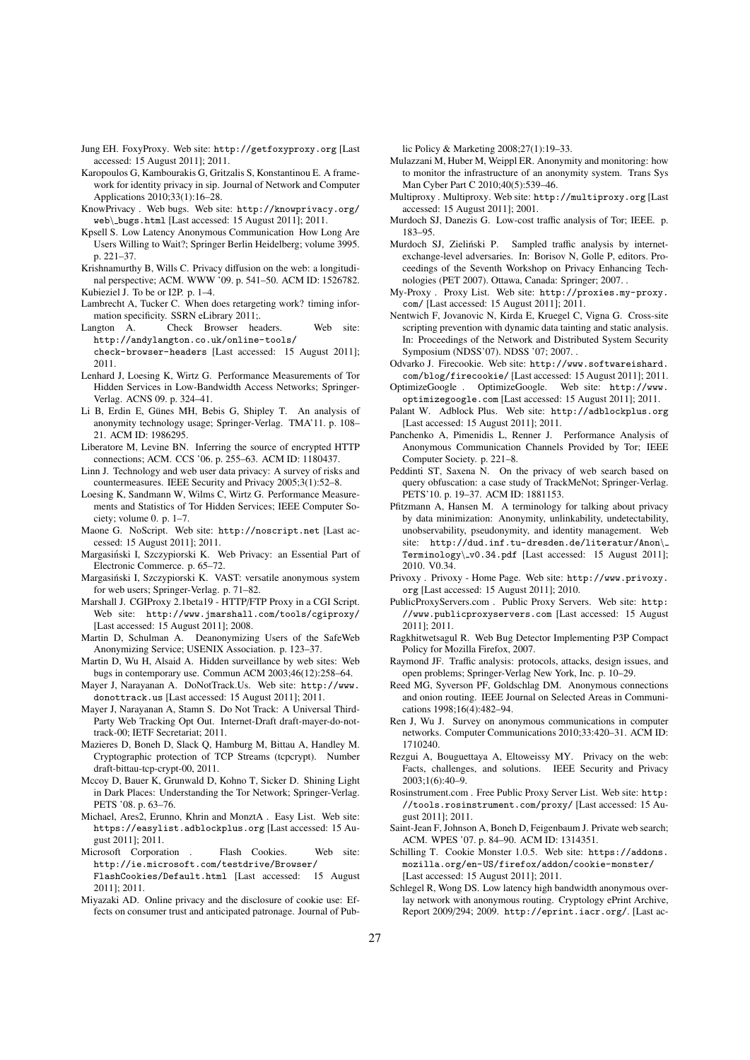Jung EH. FoxyProxy. Web site: http://getfoxyproxy.org [Last accessed: 15 August 2011]; 2011.

Karopoulos G, Kambourakis G, Gritzalis S, Konstantinou E. A framework for identity privacy in sip. Journal of Network and Computer Applications 2010;33(1):16–28.

KnowPrivacy . Web bugs. Web site: http://knowprivacy.org/web\_bugs.html [Last accessed: 15 August 2011]; 2011.

Kpsell S. Low Latency Anonymous Communication How Long Are Users Willing to Wait?; Springer Berlin Heidelberg; volume 3995. p. 221–37.

Krishnamurthy B, Wills C. Privacy diffusion on the web: a longitudinal perspective; ACM. WWW '09. p. 541–50. ACM ID: 1526782.

Kubieziel J. To be or I2P. p. 1–4.

Lambrecht A, Tucker C. When does retargeting work? timing information specificity. SSRN eLibrary 2011;.

Langton A. Check Browser headers. Web site: http://andylangton.co.uk/online-tools/check-browser-headers [Last accessed: 15 August 2011]; 2011.

Lenhard J, Loesing K, Wirtz G. Performance Measurements of Tor Hidden Services in Low-Bandwidth Access Networks; Springer-Verlag. ACNS 09. p. 324–41.

Li B, Erdin E, Günes MH, Bebis G, Shipley T. An analysis of anonymity technology usage; Springer-Verlag. TMA'11. p. 108–21. ACM ID: 1986295.

Liberatore M, Levine BN. Inferring the source of encrypted HTTP connections; ACM. CCS '06. p. 255–63. ACM ID: 1180437.

Linn J. Technology and web user data privacy: A survey of risks and countermeasures. IEEE Security and Privacy 2005;3(1):52–8.

Loesing K, Sandmann W, Wilms C, Wirtz G. Performance Measurements and Statistics of Tor Hidden Services; IEEE Computer Society; volume 0. p. 1–7.

Maone G. NoScript. Web site: http://noscript.net [Last accessed: 15 August 2011]; 2011.

Margasiński I, Szczypiorski K. Web Privacy: an Essential Part of Electronic Commerce. p. 65–72.

Margasiński I, Szczypiorski K. VAST: versatile anonymous system for web users; Springer-Verlag. p. 71–82.

Marshall J. CGIProxy 2.1beta19 - HTTP/FTP Proxy in a CGI Script. Web site: http://www.jmarshall.com/tools/cgiproxy/ [Last accessed: 15 August 2011]; 2008.

Martin D, Schulman A. Deanonymizing Users of the SafeWeb Anonymizing Service; USENIX Association. p. 123–37.

Martin D, Wu H, Alsaid A. Hidden surveillance by web sites: Web bugs in contemporary use. Commun ACM 2003;46(12):258–64.

Mayer J, Narayanan A. DoNotTrack.Us. Web site: http://www.donottrack.us [Last accessed: 15 August 2011]; 2011.

Mayer J, Narayanan A, Stamm S. Do Not Track: A Universal Third-Party Web Tracking Opt Out. Internet-Draft draft-mayer-do-not-track-00; IETF Secretariat; 2011.

Mazieres D, Boneh D, Slack Q, Hamburg M, Bittau A, Handley M. Cryptographic protection of TCP Streams (tcpcrypt). Number draft-bittau-tcp-crypt-00, 2011.

Mccoy D, Bauer K, Grunwald D, Kohno T, Sicker D. Shining Light in Dark Places: Understanding the Tor Network; Springer-Verlag. PETS '08. p. 63–76.

Michael, Ares2, Erunno, Khrin and MonztA . Easy List. Web site: https://easylist.adblockplus.org [Last accessed: 15 August 2011]; 2011.

Microsoft Corporation . Flash Cookies. Web site: http://ie.microsoft.com/testdrive/Browser/FlashCookies/Default.html [Last accessed: 15 August 2011]; 2011.

Miyazaki AD. Online privacy and the disclosure of cookie use: Effects on consumer trust and anticipated patronage. Journal of Public Policy & Marketing 2008;27(1):19–33.

Mulazzani M, Huber M, Weippl ER. Anonymity and monitoring: how to monitor the infrastructure of an anonymity system. Trans Sys Man Cyber Part C 2010;40(5):539–46.

Multiproxy . Multiproxy. Web site: http://multiproxy.org [Last accessed: 15 August 2011]; 2001.

Murdoch SJ, Danezis G. Low-cost traffic analysis of Tor; IEEE. p. 183–95.

Murdoch SJ, Zieliński P. Sampled traffic analysis by internet-exchange-level adversaries. In: Borisov N, Golle P, editors. Proceedings of the Seventh Workshop on Privacy Enhancing Technologies (PET 2007). Ottawa, Canada: Springer; 2007. .

My-Proxy . Proxy List. Web site: http://proxies.my-proxy.com/ [Last accessed: 15 August 2011]; 2011.

Nentwich F, Jovanovic N, Kirda E, Kruegel C, Vigna G. Cross-site scripting prevention with dynamic data tainting and static analysis. In: Proceedings of the Network and Distributed System Security Symposium (NDSS'07). NDSS '07; 2007. .

Odvarko J. Firecookie. Web site: http://www.softwareishard.com/blog/firecookie/ [Last accessed: 15 August 2011]; 2011.

OptimizeGoogle . OptimizeGoogle. Web site: http://www.optimizegoogle.com [Last accessed: 15 August 2011]; 2011.

Palant W. Adblock Plus. Web site: http://adblockplus.org [Last accessed: 15 August 2011]; 2011.

Panchenko A, Pimenidis L, Renner J. Performance Analysis of Anonymous Communication Channels Provided by Tor; IEEE Computer Society. p. 221–8.

Peddinti ST, Saxena N. On the privacy of web search based on query obfuscation: a case study of TrackMeNot; Springer-Verlag. PETS'10. p. 19–37. ACM ID: 1881153.

Pfitzmann A, Hansen M. A terminology for talking about privacy by data minimization: Anonymity, unlinkability, undetectability, unobservability, pseudonymity, and identity management. Web site: http://dud.inf.tu-dresden.de/literatur/Anon\_Terminology\_v0.34.pdf [Last accessed: 15 August 2011]; 2010. V0.34.

Privoxy . Privoxy - Home Page. Web site: http://www.privoxy.org [Last accessed: 15 August 2011]; 2010.

PublicProxyServers.com . Public Proxy Servers. Web site: http://www.publicproxyservers.com [Last accessed: 15 August 2011]; 2011.

Ragkhitwetsagul R. Web Bug Detector Implementing P3P Compact Policy for Mozilla Firefox, 2007.

Raymond JF. Traffic analysis: protocols, attacks, design issues, and open problems; Springer-Verlag New York, Inc. p. 10–29.

Reed MG, Syverson PF, Goldschlag DM. Anonymous connections and onion routing. IEEE Journal on Selected Areas in Communications 1998;16(4):482–94.

Ren J, Wu J. Survey on anonymous communications in computer networks. Computer Communications 2010;33:420–31. ACM ID: 1710240.

Rezgui A, Bouguettaya A, Eltoweissy MY. Privacy on the web: Facts, challenges, and solutions. IEEE Security and Privacy 2003;1(6):40–9.

Rosinstrument.com . Free Public Proxy Server List. Web site: http://tools.rosinstrument.com/proxy/ [Last accessed: 15 August 2011]; 2011.

Saint-Jean F, Johnson A, Boneh D, Feigenbaum J. Private web search; ACM. WPES '07. p. 84–90. ACM ID: 1314351.

Schilling T. Cookie Monster 1.0.5. Web site: https://addons.mozilla.org/en-US/firefox/addon/cookie-monster/ [Last accessed: 15 August 2011]; 2011.

Schlegel R, Wong DS. Low latency high bandwidth anonymous overlay network with anonymous routing. Cryptology ePrint Archive, Report 2009/294; 2009. http://eprint.iacr.org/. [Last ac-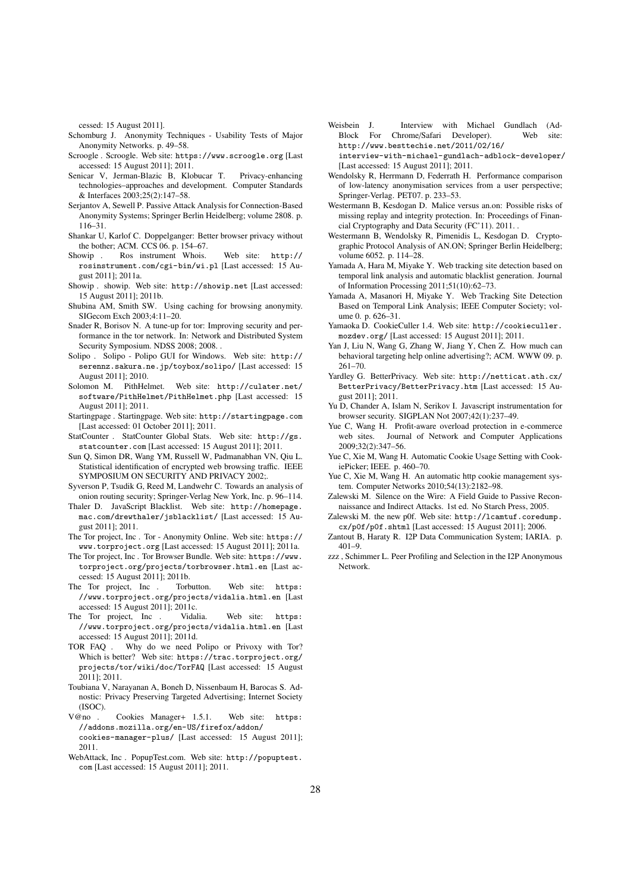cessed: 15 August 2011].

Schomburg J. Anonymity Techniques - Usability Tests of Major Anonymity Networks. p. 49–58.

Scroogle . Scroogle. Web site: https://www.scroogle.org [Last accessed: 15 August 2011]; 2011.

Senicar V, Jerman-Blazic B, Klobucar T. Privacy-enhancing technologies–approaches and development. Computer Standards & Interfaces 2003;25(2):147–58.

Serjantov A, Sewell P. Passive Attack Analysis for Connection-Based Anonymity Systems; Springer Berlin Heidelberg; volume 2808. p. 116–31.

Shankar U, Karlof C. Doppelganger: Better browser privacy without the bother; ACM. CCS 06. p. 154–67.

Showip . Ros instrument Whois. Web site: http://rosinstrument.com/cgi-bin/wi.pl [Last accessed: 15 August 2011]; 2011a.

Showip . showip. Web site: http://showip.net [Last accessed: 15 August 2011]; 2011b.

Shubina AM, Smith SW. Using caching for browsing anonymity. SIGecom Exch 2003;4:11–20.

Snader R, Borisov N. A tune-up for tor: Improving security and performance in the tor network. In: Network and Distributed System Security Symposium. NDSS 2008; 2008. .

Solipo . Solipo - Polipo GUI for Windows. Web site: http://serennz.sakura.ne.jp/toybox/solipo/ [Last accessed: 15 August 2011]; 2010.

Solomon M. PithHelmet. Web site: http://culater.net/software/PithHelmet/PithHelmet.php [Last accessed: 15 August 2011]; 2011.

Startingpage . Startingpage. Web site: http://startingpage.com [Last accessed: 01 October 2011]; 2011.

StatCounter . StatCounter Global Stats. Web site: http://gs.statcounter.com [Last accessed: 15 August 2011]; 2011.

Sun Q, Simon DR, Wang YM, Russell W, Padmanabhan VN, Qiu L. Statistical identification of encrypted web browsing traffic. IEEE SYMPOSIUM ON SECURITY AND PRIVACY 2002;.

Syverson P, Tsudik G, Reed M, Landwehr C. Towards an analysis of onion routing security; Springer-Verlag New York, Inc. p. 96–114.

Thaler D. JavaScript Blacklist. Web site: http://homepage.mac.com/drewthaler/jsblacklist/ [Last accessed: 15 August 2011]; 2011.

The Tor project, Inc . Tor - Anonymity Online. Web site: https://www.torproject.org [Last accessed: 15 August 2011]; 2011a.

The Tor project, Inc . Tor Browser Bundle. Web site: https://www.torproject.org/projects/torbrowser.html.en [Last accessed: 15 August 2011]; 2011b.

The Tor project, Inc . Torbutton. Web site: https://www.torproject.org/projects/vidalia.html.en [Last accessed: 15 August 2011]; 2011c.

The Tor project, Inc . Vidalia. Web site: https://www.torproject.org/projects/vidalia.html.en [Last accessed: 15 August 2011]; 2011d.

TOR FAQ . Why do we need Polipo or Privoxy with Tor? Which is better? Web site: https://trac.torproject.org/projects/tor/wiki/doc/TorFAQ [Last accessed: 15 August 2011]; 2011.

Toubiana V, Narayanan A, Boneh D, Nissenbaum H, Barocas S. Adnostic: Privacy Preserving Targeted Advertising; Internet Society (ISOC).

V@no . Cookies Manager+ 1.5.1. Web site: https://addons.mozilla.org/en-US/firefox/addon/cookies-manager-plus/ [Last accessed: 15 August 2011]; 2011.

WebAttack, Inc . PopupTest.com. Web site: http://popuptest.com [Last accessed: 15 August 2011]; 2011.

Weisbein J. Interview with Michael Gundlach (AdBlock For Chrome/Safari Developer). Web site: http://www.besttechie.net/2011/02/16/interview-with-michael-gundlach-adblock-developer/ [Last accessed: 15 August 2011]; 2011.

Wendolsky R, Herrmann D, Federrath H. Performance comparison of low-latency anonymisation services from a user perspective; Springer-Verlag. PET07. p. 233–53.

Westermann B, Kesdogan D. Malice versus an.on: Possible risks of missing replay and integrity protection. In: Proceedings of Financial Cryptography and Data Security (FC'11). 2011. .

Westermann B, Wendolsky R, Pimenidis L, Kesdogan D. Cryptographic Protocol Analysis of AN.ON; Springer Berlin Heidelberg; volume 6052. p. 114–28.

Yamada A, Hara M, Miyake Y. Web tracking site detection based on temporal link analysis and automatic blacklist generation. Journal of Information Processing 2011;51(10):62–73.

Yamada A, Masanori H, Miyake Y. Web Tracking Site Detection Based on Temporal Link Analysis; IEEE Computer Society; volume 0. p. 626–31.

Yamaoka D. CookieCuller 1.4. Web site: http://cookieculler.mozdev.org/ [Last accessed: 15 August 2011]; 2011.

Yan J, Liu N, Wang G, Zhang W, Jiang Y, Chen Z. How much can behavioral targeting help online advertising?; ACM. WWW 09. p. 261–70.

Yardley G. BetterPrivacy. Web site: http://netticat.ath.cx/BetterPrivacy/BetterPrivacy.htm [Last accessed: 15 August 2011]; 2011.

Yu D, Chander A, Islam N, Serikov I. Javascript instrumentation for browser security. SIGPLAN Not 2007;42(1):237–49.

Yue C, Wang H. Profit-aware overload protection in e-commerce web sites. Journal of Network and Computer Applications 2009;32(2):347–56.

Yue C, Xie M, Wang H. Automatic Cookie Usage Setting with CookiePicker; IEEE. p. 460–70.

Yue C, Xie M, Wang H. An automatic http cookie management system. Computer Networks 2010;54(13):2182–98.

Zalewski M. Silence on the Wire: A Field Guide to Passive Reconnaissance and Indirect Attacks. 1st ed. No Starch Press, 2005.

Zalewski M. the new p0f. Web site: http://lcamtuf.coredump.cx/p0f/p0f.shtml [Last accessed: 15 August 2011]; 2006.

Zantout B, Haraty R. I2P Data Communication System; IARIA. p. 401–9.

zzz , Schimmer L. Peer Profiling and Selection in the I2P Anonymous Network.